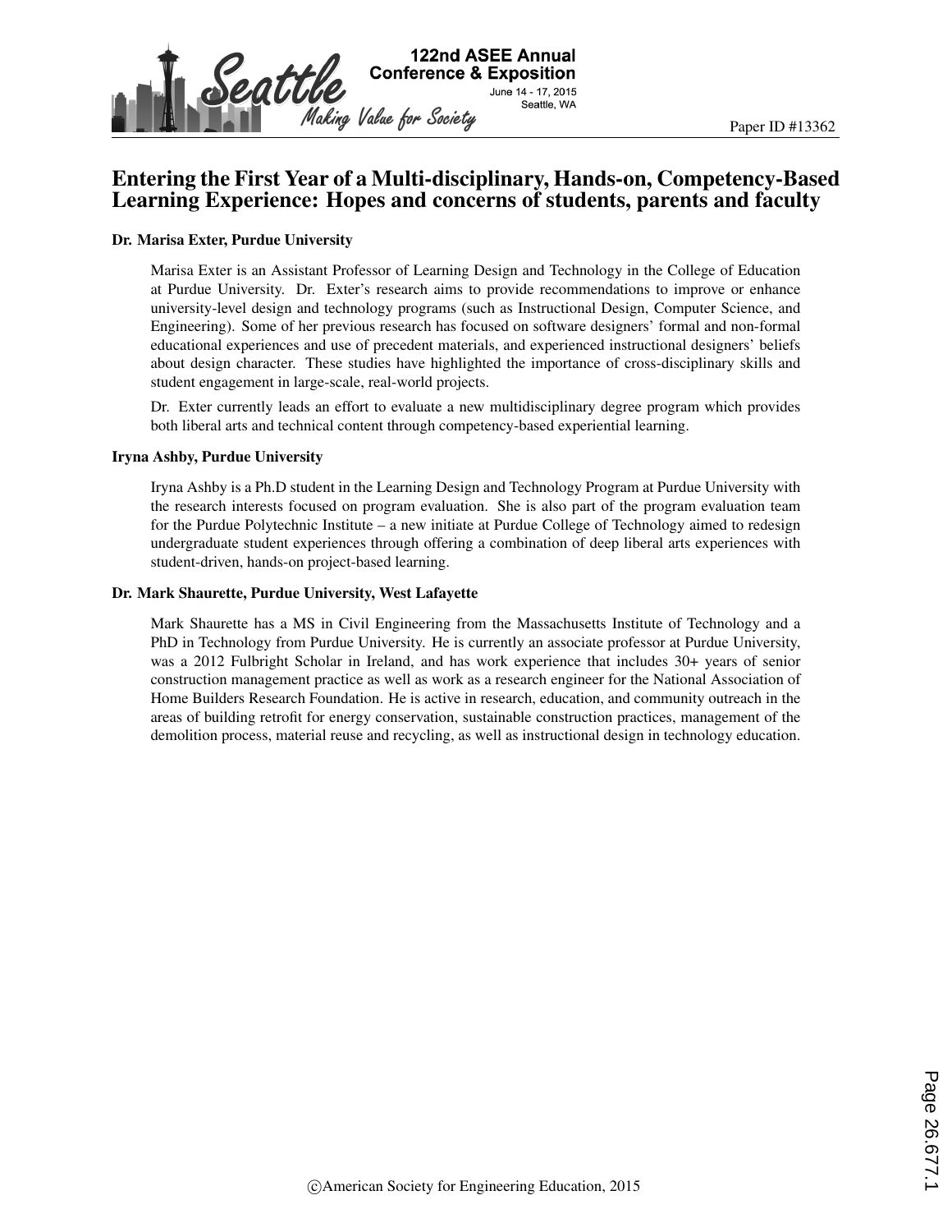Paper ID #13362

# Entering the First Year of a Multi-disciplinary, Hands-on, Competency-Based Learning Experience: Hopes and concerns of students, parents and faculty

### Dr. Marisa Exter, Purdue University

Marisa Exter is an Assistant Professor of Learning Design and Technology in the College of Education at Purdue University. Dr. Exter's research aims to provide recommendations to improve or enhance university-level design and technology programs (such as Instructional Design, Computer Science, and Engineering). Some of her previous research has focused on software designers' formal and non-formal educational experiences and use of precedent materials, and experienced instructional designers' beliefs about design character. These studies have highlighted the importance of cross-disciplinary skills and student engagement in large-scale, real-world projects.

Dr. Exter currently leads an effort to evaluate a new multidisciplinary degree program which provides both liberal arts and technical content through competency-based experiential learning.

### Iryna Ashby, Purdue University

Iryna Ashby is a Ph.D student in the Learning Design and Technology Program at Purdue University with the research interests focused on program evaluation. She is also part of the program evaluation team for the Purdue Polytechnic Institute – a new initiate at Purdue College of Technology aimed to redesign undergraduate student experiences through offering a combination of deep liberal arts experiences with student-driven, hands-on project-based learning.

### Dr. Mark Shaurette, Purdue University, West Lafayette

Mark Shaurette has a MS in Civil Engineering from the Massachusetts Institute of Technology and a PhD in Technology from Purdue University. He is currently an associate professor at Purdue University, was a 2012 Fulbright Scholar in Ireland, and has work experience that includes 30+ years of senior construction management practice as well as work as a research engineer for the National Association of Home Builders Research Foundation. He is active in research, education, and community outreach in the areas of building retrofit for energy conservation, sustainable construction practices, management of the demolition process, material reuse and recycling, as well as instructional design in technology education.

©American Society for Engineering Education, 2015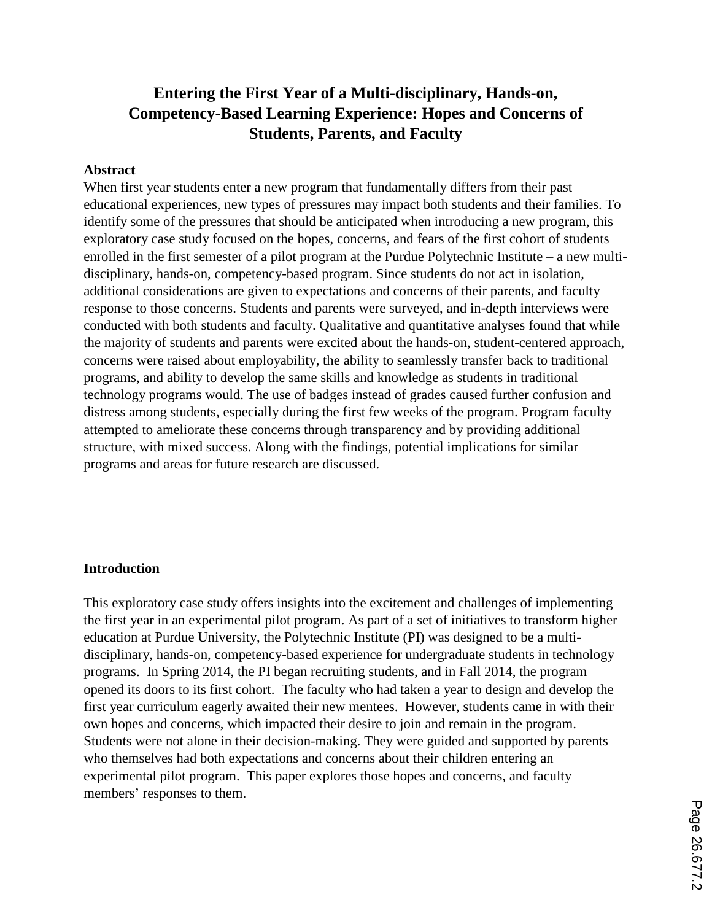# Entering the First Year of a Multi-disciplinary, Hands-on, Competency-Based Learning Experience: Hopes and Concerns of Students, Parents, and Faculty

**Abstract**

When first year students enter a new program that fundamentally differs from their past educational experiences, new types of pressures may impact both students and their families. To identify some of the pressures that should be anticipated when introducing a new program, this exploratory case study focused on the hopes, concerns, and fears of the first cohort of students enrolled in the first semester of a pilot program at the Purdue Polytechnic Institute – a new multi-disciplinary, hands-on, competency-based program. Since students do not act in isolation, additional considerations are given to expectations and concerns of their parents, and faculty response to those concerns. Students and parents were surveyed, and in-depth interviews were conducted with both students and faculty. Qualitative and quantitative analyses found that while the majority of students and parents were excited about the hands-on, student-centered approach, concerns were raised about employability, the ability to seamlessly transfer back to traditional programs, and ability to develop the same skills and knowledge as students in traditional technology programs would. The use of badges instead of grades caused further confusion and distress among students, especially during the first few weeks of the program. Program faculty attempted to ameliorate these concerns through transparency and by providing additional structure, with mixed success. Along with the findings, potential implications for similar programs and areas for future research are discussed.

**Introduction**

This exploratory case study offers insights into the excitement and challenges of implementing the first year in an experimental pilot program. As part of a set of initiatives to transform higher education at Purdue University, the Polytechnic Institute (PI) was designed to be a multi-disciplinary, hands-on, competency-based experience for undergraduate students in technology programs. In Spring 2014, the PI began recruiting students, and in Fall 2014, the program opened its doors to its first cohort. The faculty who had taken a year to design and develop the first year curriculum eagerly awaited their new mentees. However, students came in with their own hopes and concerns, which impacted their desire to join and remain in the program. Students were not alone in their decision-making. They were guided and supported by parents who themselves had both expectations and concerns about their children entering an experimental pilot program. This paper explores those hopes and concerns, and faculty members' responses to them.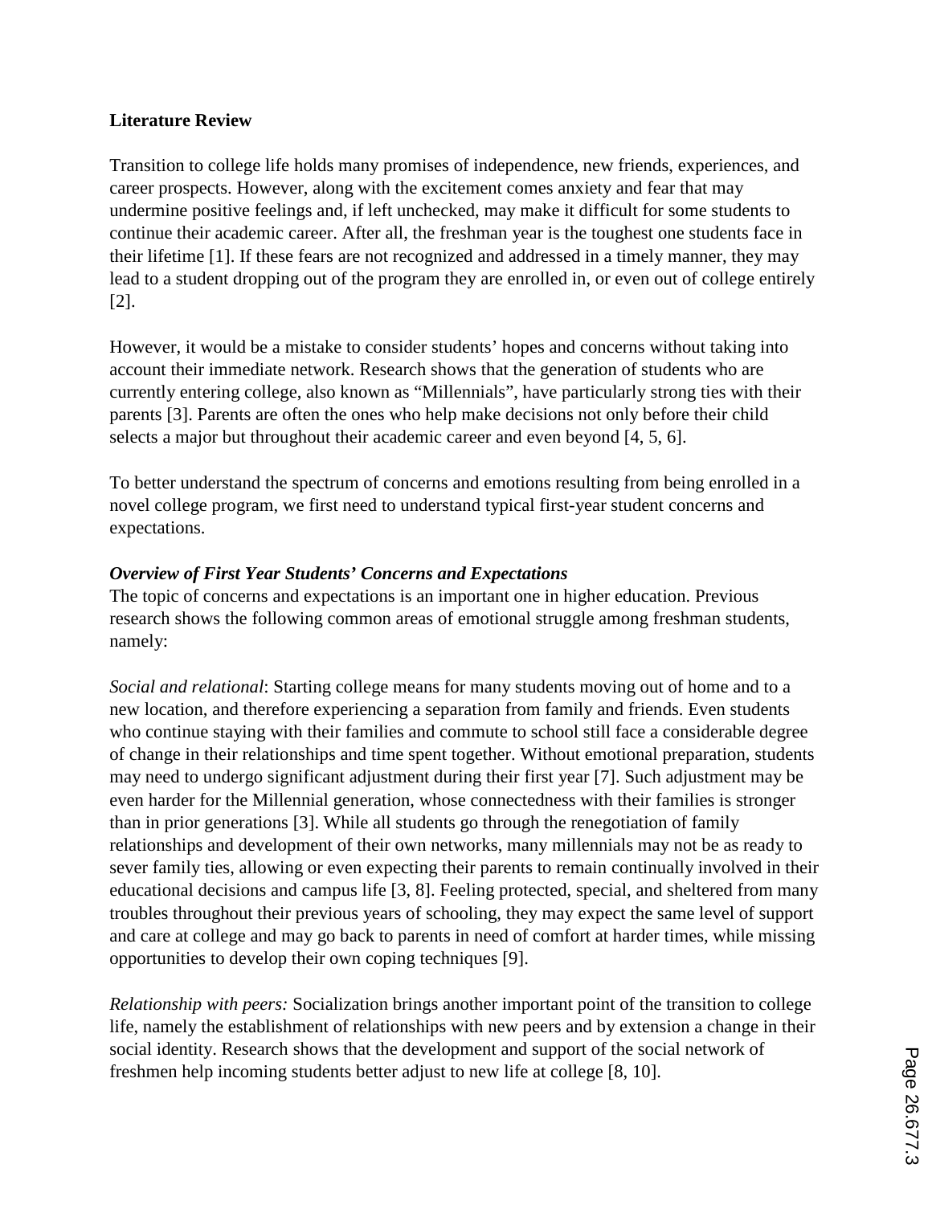**Literature Review**

Transition to college life holds many promises of independence, new friends, experiences, and career prospects. However, along with the excitement comes anxiety and fear that may undermine positive feelings and, if left unchecked, may make it difficult for some students to continue their academic career. After all, the freshman year is the toughest one students face in their lifetime [1]. If these fears are not recognized and addressed in a timely manner, they may lead to a student dropping out of the program they are enrolled in, or even out of college entirely [2].

However, it would be a mistake to consider students' hopes and concerns without taking into account their immediate network. Research shows that the generation of students who are currently entering college, also known as "Millennials", have particularly strong ties with their parents [3]. Parents are often the ones who help make decisions not only before their child selects a major but throughout their academic career and even beyond [4, 5, 6].

To better understand the spectrum of concerns and emotions resulting from being enrolled in a novel college program, we first need to understand typical first-year student concerns and expectations.

***Overview of First Year Students' Concerns and Expectations***

The topic of concerns and expectations is an important one in higher education. Previous research shows the following common areas of emotional struggle among freshman students, namely:

*Social and relational*: Starting college means for many students moving out of home and to a new location, and therefore experiencing a separation from family and friends. Even students who continue staying with their families and commute to school still face a considerable degree of change in their relationships and time spent together. Without emotional preparation, students may need to undergo significant adjustment during their first year [7]. Such adjustment may be even harder for the Millennial generation, whose connectedness with their families is stronger than in prior generations [3]. While all students go through the renegotiation of family relationships and development of their own networks, many millennials may not be as ready to sever family ties, allowing or even expecting their parents to remain continually involved in their educational decisions and campus life [3, 8]. Feeling protected, special, and sheltered from many troubles throughout their previous years of schooling, they may expect the same level of support and care at college and may go back to parents in need of comfort at harder times, while missing opportunities to develop their own coping techniques [9].

*Relationship with peers:* Socialization brings another important point of the transition to college life, namely the establishment of relationships with new peers and by extension a change in their social identity. Research shows that the development and support of the social network of freshmen help incoming students better adjust to new life at college [8, 10].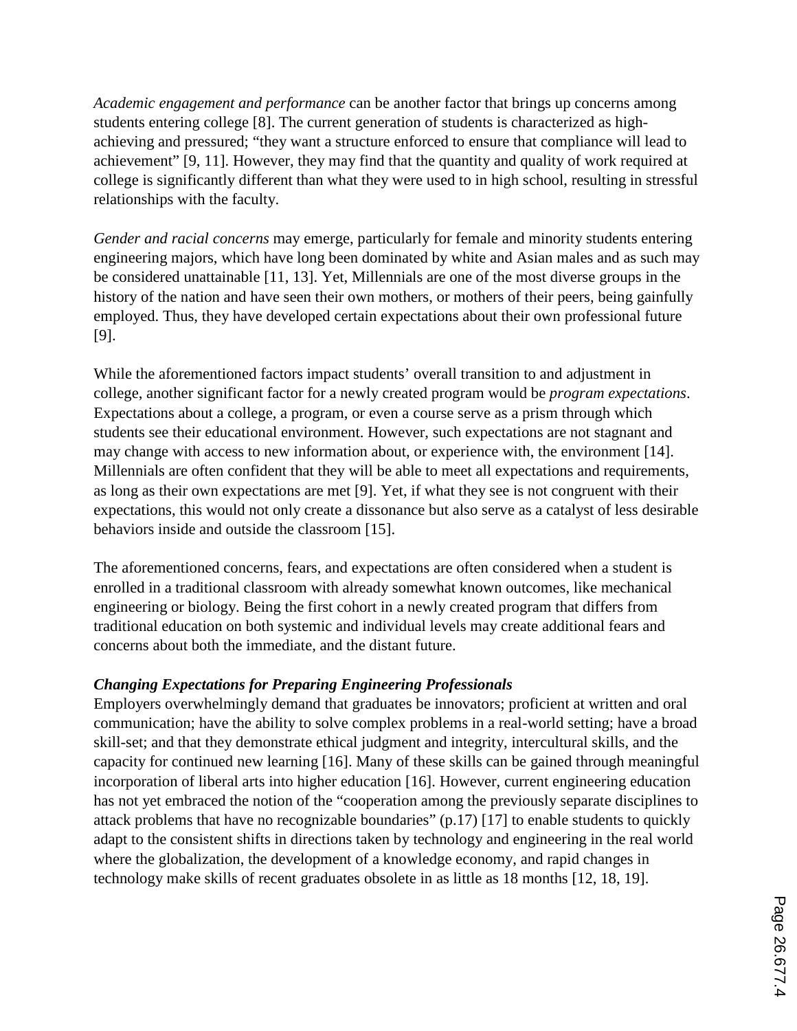*Academic engagement and performance* can be another factor that brings up concerns among students entering college [8]. The current generation of students is characterized as high-achieving and pressured; "they want a structure enforced to ensure that compliance will lead to achievement" [9, 11]. However, they may find that the quantity and quality of work required at college is significantly different than what they were used to in high school, resulting in stressful relationships with the faculty.

*Gender and racial concerns* may emerge, particularly for female and minority students entering engineering majors, which have long been dominated by white and Asian males and as such may be considered unattainable [11, 13]. Yet, Millennials are one of the most diverse groups in the history of the nation and have seen their own mothers, or mothers of their peers, being gainfully employed. Thus, they have developed certain expectations about their own professional future [9].

While the aforementioned factors impact students' overall transition to and adjustment in college, another significant factor for a newly created program would be *program expectations*. Expectations about a college, a program, or even a course serve as a prism through which students see their educational environment. However, such expectations are not stagnant and may change with access to new information about, or experience with, the environment [14]. Millennials are often confident that they will be able to meet all expectations and requirements, as long as their own expectations are met [9]. Yet, if what they see is not congruent with their expectations, this would not only create a dissonance but also serve as a catalyst of less desirable behaviors inside and outside the classroom [15].

The aforementioned concerns, fears, and expectations are often considered when a student is enrolled in a traditional classroom with already somewhat known outcomes, like mechanical engineering or biology. Being the first cohort in a newly created program that differs from traditional education on both systemic and individual levels may create additional fears and concerns about both the immediate, and the distant future.

### *Changing Expectations for Preparing Engineering Professionals*

Employers overwhelmingly demand that graduates be innovators; proficient at written and oral communication; have the ability to solve complex problems in a real-world setting; have a broad skill-set; and that they demonstrate ethical judgment and integrity, intercultural skills, and the capacity for continued new learning [16]. Many of these skills can be gained through meaningful incorporation of liberal arts into higher education [16]. However, current engineering education has not yet embraced the notion of the "cooperation among the previously separate disciplines to attack problems that have no recognizable boundaries" (p.17) [17] to enable students to quickly adapt to the consistent shifts in directions taken by technology and engineering in the real world where the globalization, the development of a knowledge economy, and rapid changes in technology make skills of recent graduates obsolete in as little as 18 months [12, 18, 19].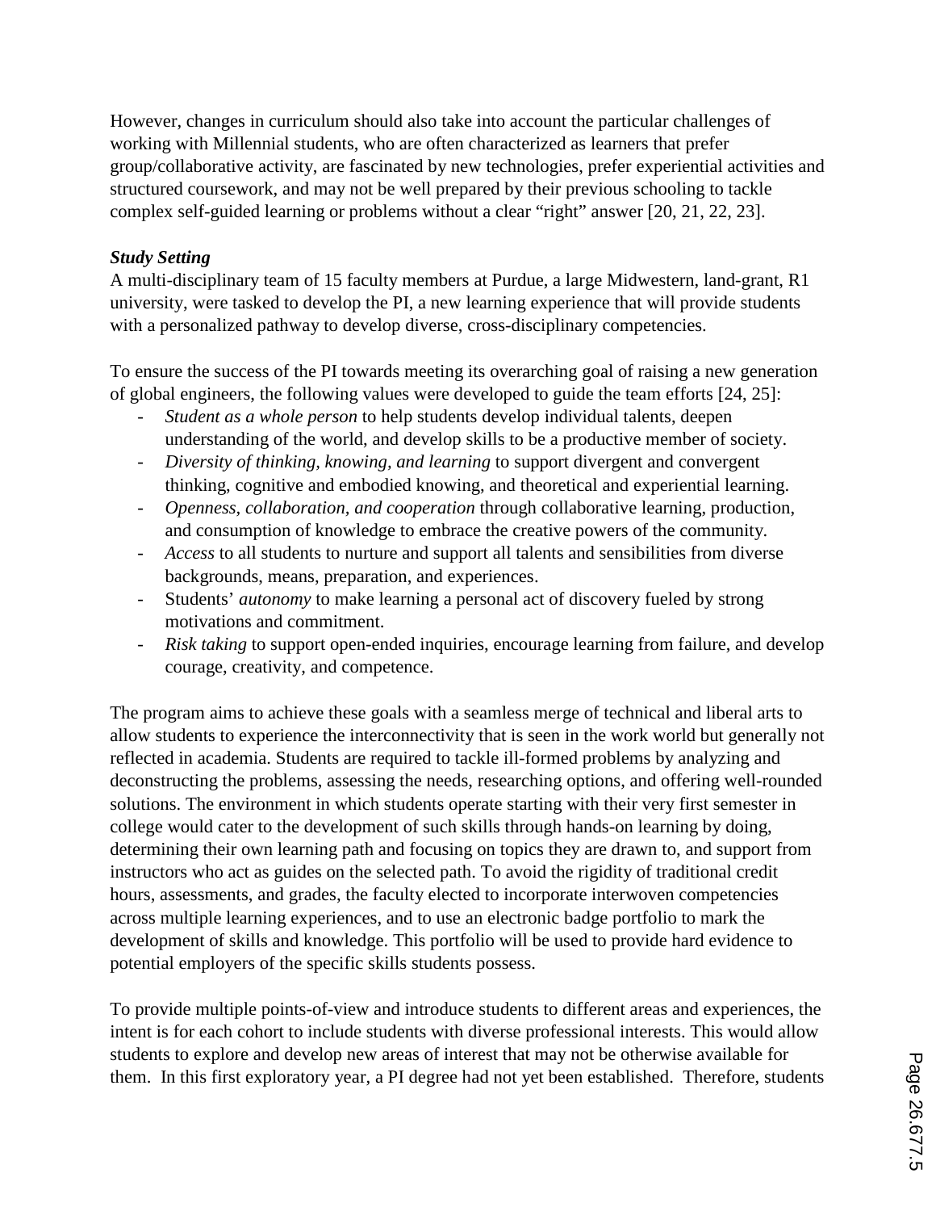However, changes in curriculum should also take into account the particular challenges of working with Millennial students, who are often characterized as learners that prefer group/collaborative activity, are fascinated by new technologies, prefer experiential activities and structured coursework, and may not be well prepared by their previous schooling to tackle complex self-guided learning or problems without a clear "right" answer [20, 21, 22, 23].

***Study Setting***

A multi-disciplinary team of 15 faculty members at Purdue, a large Midwestern, land-grant, R1 university, were tasked to develop the PI, a new learning experience that will provide students with a personalized pathway to develop diverse, cross-disciplinary competencies.

To ensure the success of the PI towards meeting its overarching goal of raising a new generation of global engineers, the following values were developed to guide the team efforts [24, 25]:

- *Student as a whole person* to help students develop individual talents, deepen understanding of the world, and develop skills to be a productive member of society.
- *Diversity of thinking, knowing, and learning* to support divergent and convergent thinking, cognitive and embodied knowing, and theoretical and experiential learning.
- *Openness, collaboration, and cooperation* through collaborative learning, production, and consumption of knowledge to embrace the creative powers of the community.
- *Access* to all students to nurture and support all talents and sensibilities from diverse backgrounds, means, preparation, and experiences.
- Students' *autonomy* to make learning a personal act of discovery fueled by strong motivations and commitment.
- *Risk taking* to support open-ended inquiries, encourage learning from failure, and develop courage, creativity, and competence.

The program aims to achieve these goals with a seamless merge of technical and liberal arts to allow students to experience the interconnectivity that is seen in the work world but generally not reflected in academia. Students are required to tackle ill-formed problems by analyzing and deconstructing the problems, assessing the needs, researching options, and offering well-rounded solutions. The environment in which students operate starting with their very first semester in college would cater to the development of such skills through hands-on learning by doing, determining their own learning path and focusing on topics they are drawn to, and support from instructors who act as guides on the selected path. To avoid the rigidity of traditional credit hours, assessments, and grades, the faculty elected to incorporate interwoven competencies across multiple learning experiences, and to use an electronic badge portfolio to mark the development of skills and knowledge. This portfolio will be used to provide hard evidence to potential employers of the specific skills students possess.

To provide multiple points-of-view and introduce students to different areas and experiences, the intent is for each cohort to include students with diverse professional interests. This would allow students to explore and develop new areas of interest that may not be otherwise available for them. In this first exploratory year, a PI degree had not yet been established. Therefore, students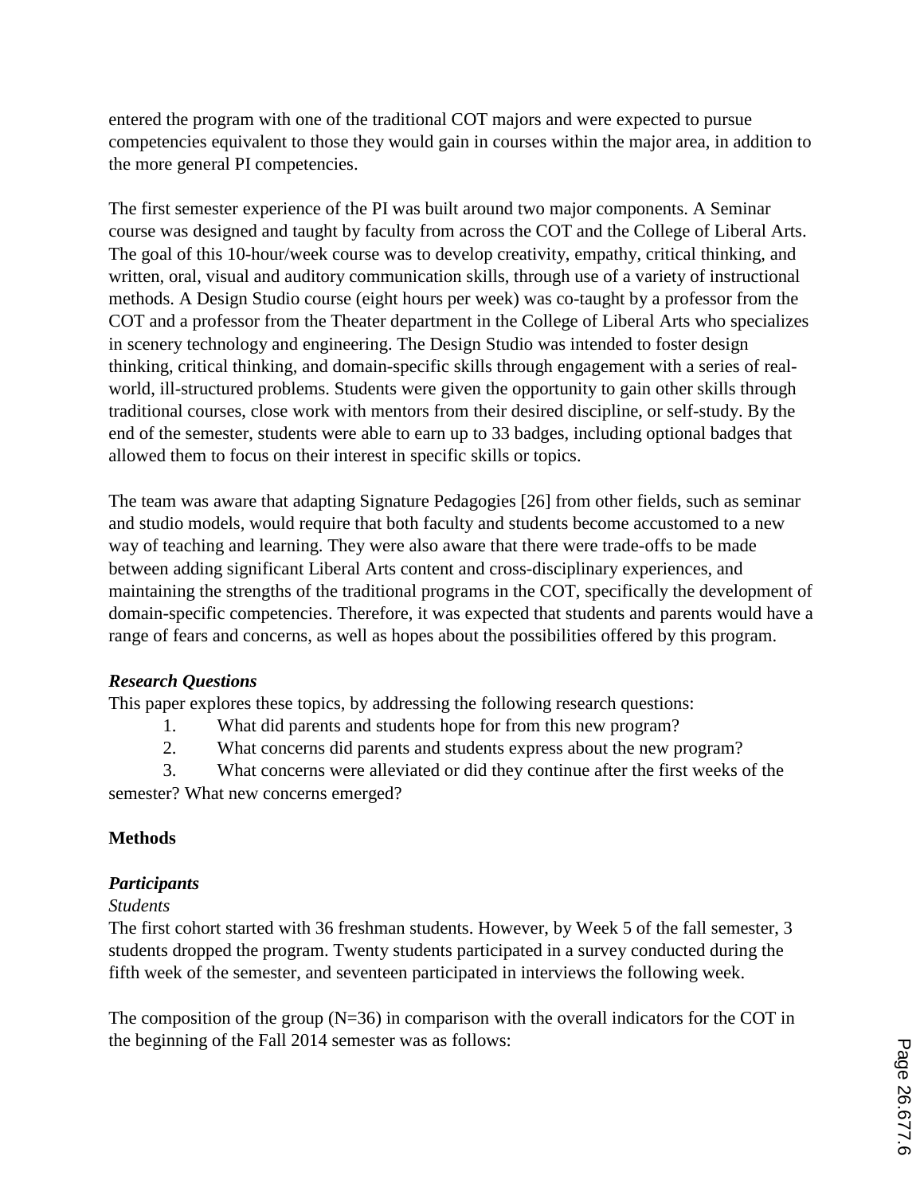entered the program with one of the traditional COT majors and were expected to pursue competencies equivalent to those they would gain in courses within the major area, in addition to the more general PI competencies.

The first semester experience of the PI was built around two major components. A Seminar course was designed and taught by faculty from across the COT and the College of Liberal Arts. The goal of this 10-hour/week course was to develop creativity, empathy, critical thinking, and written, oral, visual and auditory communication skills, through use of a variety of instructional methods. A Design Studio course (eight hours per week) was co-taught by a professor from the COT and a professor from the Theater department in the College of Liberal Arts who specializes in scenery technology and engineering. The Design Studio was intended to foster design thinking, critical thinking, and domain-specific skills through engagement with a series of real-world, ill-structured problems. Students were given the opportunity to gain other skills through traditional courses, close work with mentors from their desired discipline, or self-study. By the end of the semester, students were able to earn up to 33 badges, including optional badges that allowed them to focus on their interest in specific skills or topics.

The team was aware that adapting Signature Pedagogies [26] from other fields, such as seminar and studio models, would require that both faculty and students become accustomed to a new way of teaching and learning. They were also aware that there were trade-offs to be made between adding significant Liberal Arts content and cross-disciplinary experiences, and maintaining the strengths of the traditional programs in the COT, specifically the development of domain-specific competencies. Therefore, it was expected that students and parents would have a range of fears and concerns, as well as hopes about the possibilities offered by this program.

### *Research Questions*

This paper explores these topics, by addressing the following research questions:

1. What did parents and students hope for from this new program?
2. What concerns did parents and students express about the new program?
3. What concerns were alleviated or did they continue after the first weeks of the semester? What new concerns emerged?

## Methods

### *Participants*

*Students*

The first cohort started with 36 freshman students. However, by Week 5 of the fall semester, 3 students dropped the program. Twenty students participated in a survey conducted during the fifth week of the semester, and seventeen participated in interviews the following week.

The composition of the group (N=36) in comparison with the overall indicators for the COT in the beginning of the Fall 2014 semester was as follows: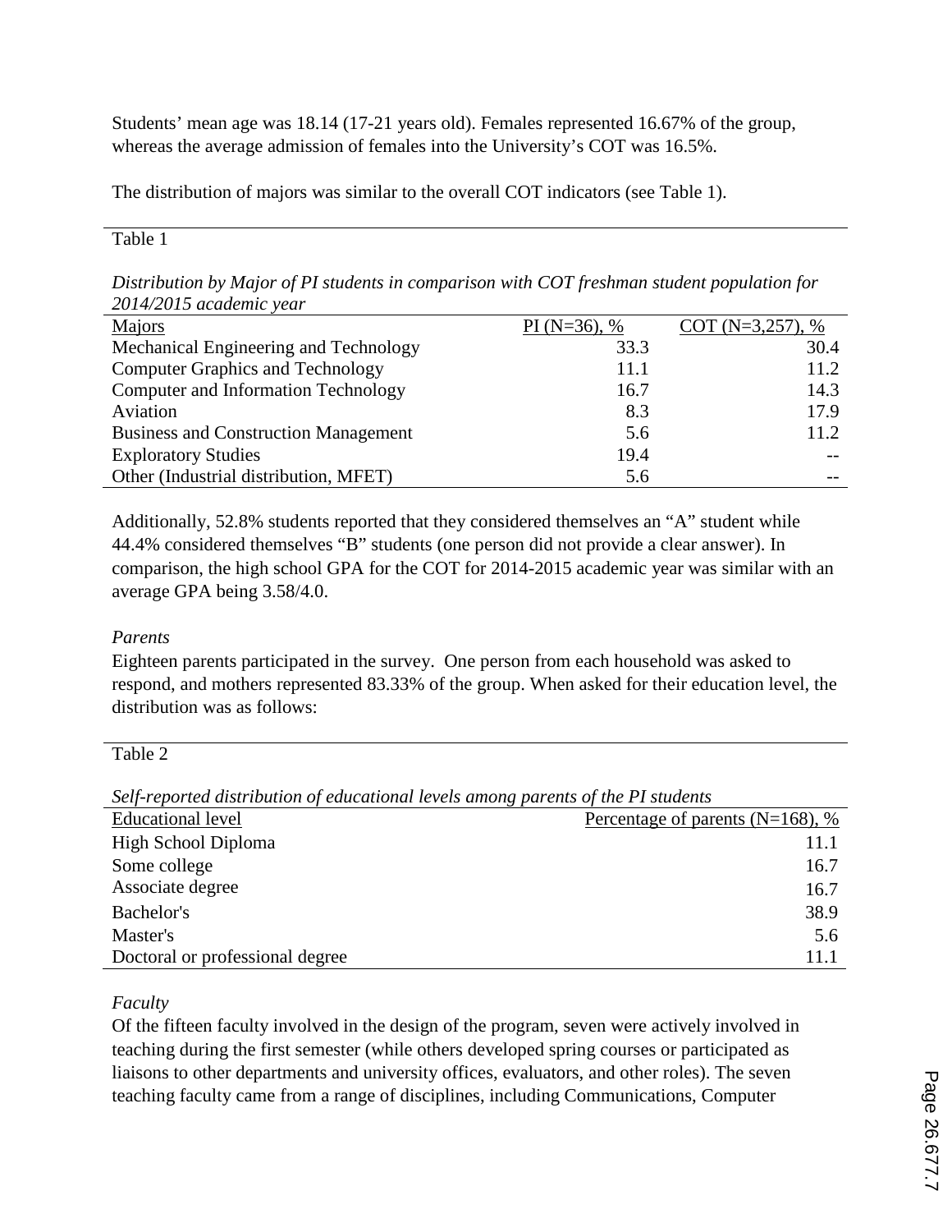Students' mean age was 18.14 (17-21 years old). Females represented 16.67% of the group, whereas the average admission of females into the University's COT was 16.5%.

The distribution of majors was similar to the overall COT indicators (see Table 1).

Table 1

*Distribution by Major of PI students in comparison with COT freshman student population for 2014/2015 academic year*

| Majors | PI (N=36), % | COT (N=3,257), % |
|---|---|---|
| Mechanical Engineering and Technology | 33.3 | 30.4 |
| Computer Graphics and Technology | 11.1 | 11.2 |
| Computer and Information Technology | 16.7 | 14.3 |
| Aviation | 8.3 | 17.9 |
| Business and Construction Management | 5.6 | 11.2 |
| Exploratory Studies | 19.4 | -- |
| Other (Industrial distribution, MFET) | 5.6 | -- |

Additionally, 52.8% students reported that they considered themselves an "A" student while 44.4% considered themselves "B" students (one person did not provide a clear answer). In comparison, the high school GPA for the COT for 2014-2015 academic year was similar with an average GPA being 3.58/4.0.

*Parents*

Eighteen parents participated in the survey. One person from each household was asked to respond, and mothers represented 83.33% of the group. When asked for their education level, the distribution was as follows:

Table 2

*Self-reported distribution of educational levels among parents of the PI students*

| Educational level | Percentage of parents (N=168), % |
|---|---|
| High School Diploma | 11.1 |
| Some college | 16.7 |
| Associate degree | 16.7 |
| Bachelor's | 38.9 |
| Master's | 5.6 |
| Doctoral or professional degree | 11.1 |

*Faculty*

Of the fifteen faculty involved in the design of the program, seven were actively involved in teaching during the first semester (while others developed spring courses or participated as liaisons to other departments and university offices, evaluators, and other roles). The seven teaching faculty came from a range of disciplines, including Communications, Computer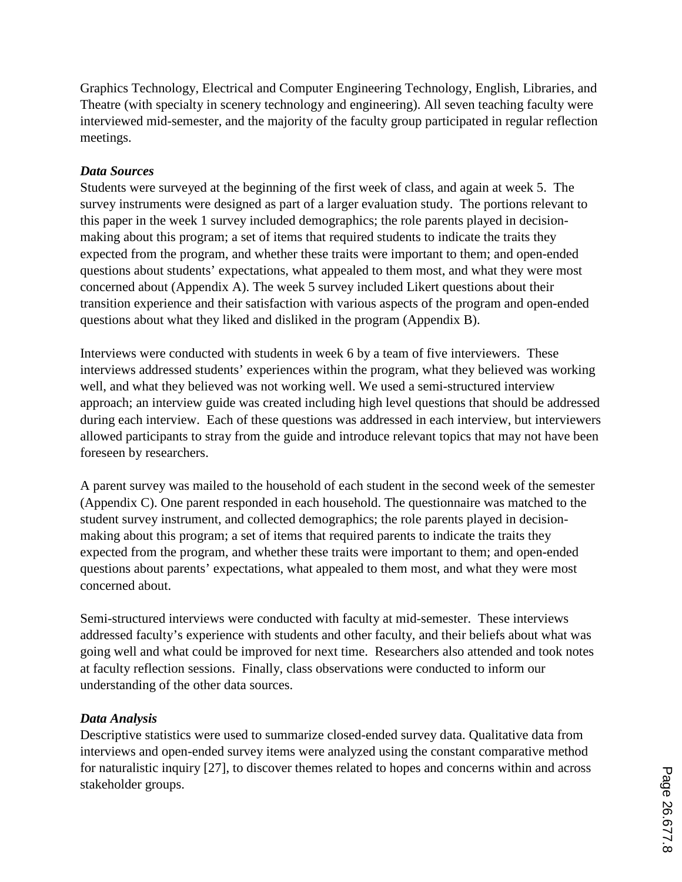Graphics Technology, Electrical and Computer Engineering Technology, English, Libraries, and Theatre (with specialty in scenery technology and engineering). All seven teaching faculty were interviewed mid-semester, and the majority of the faculty group participated in regular reflection meetings.

### *Data Sources*

Students were surveyed at the beginning of the first week of class, and again at week 5. The survey instruments were designed as part of a larger evaluation study. The portions relevant to this paper in the week 1 survey included demographics; the role parents played in decision-making about this program; a set of items that required students to indicate the traits they expected from the program, and whether these traits were important to them; and open-ended questions about students' expectations, what appealed to them most, and what they were most concerned about (Appendix A). The week 5 survey included Likert questions about their transition experience and their satisfaction with various aspects of the program and open-ended questions about what they liked and disliked in the program (Appendix B).

Interviews were conducted with students in week 6 by a team of five interviewers. These interviews addressed students' experiences within the program, what they believed was working well, and what they believed was not working well. We used a semi-structured interview approach; an interview guide was created including high level questions that should be addressed during each interview. Each of these questions was addressed in each interview, but interviewers allowed participants to stray from the guide and introduce relevant topics that may not have been foreseen by researchers.

A parent survey was mailed to the household of each student in the second week of the semester (Appendix C). One parent responded in each household. The questionnaire was matched to the student survey instrument, and collected demographics; the role parents played in decision-making about this program; a set of items that required parents to indicate the traits they expected from the program, and whether these traits were important to them; and open-ended questions about parents' expectations, what appealed to them most, and what they were most concerned about.

Semi-structured interviews were conducted with faculty at mid-semester. These interviews addressed faculty's experience with students and other faculty, and their beliefs about what was going well and what could be improved for next time. Researchers also attended and took notes at faculty reflection sessions. Finally, class observations were conducted to inform our understanding of the other data sources.

### *Data Analysis*

Descriptive statistics were used to summarize closed-ended survey data. Qualitative data from interviews and open-ended survey items were analyzed using the constant comparative method for naturalistic inquiry [27], to discover themes related to hopes and concerns within and across stakeholder groups.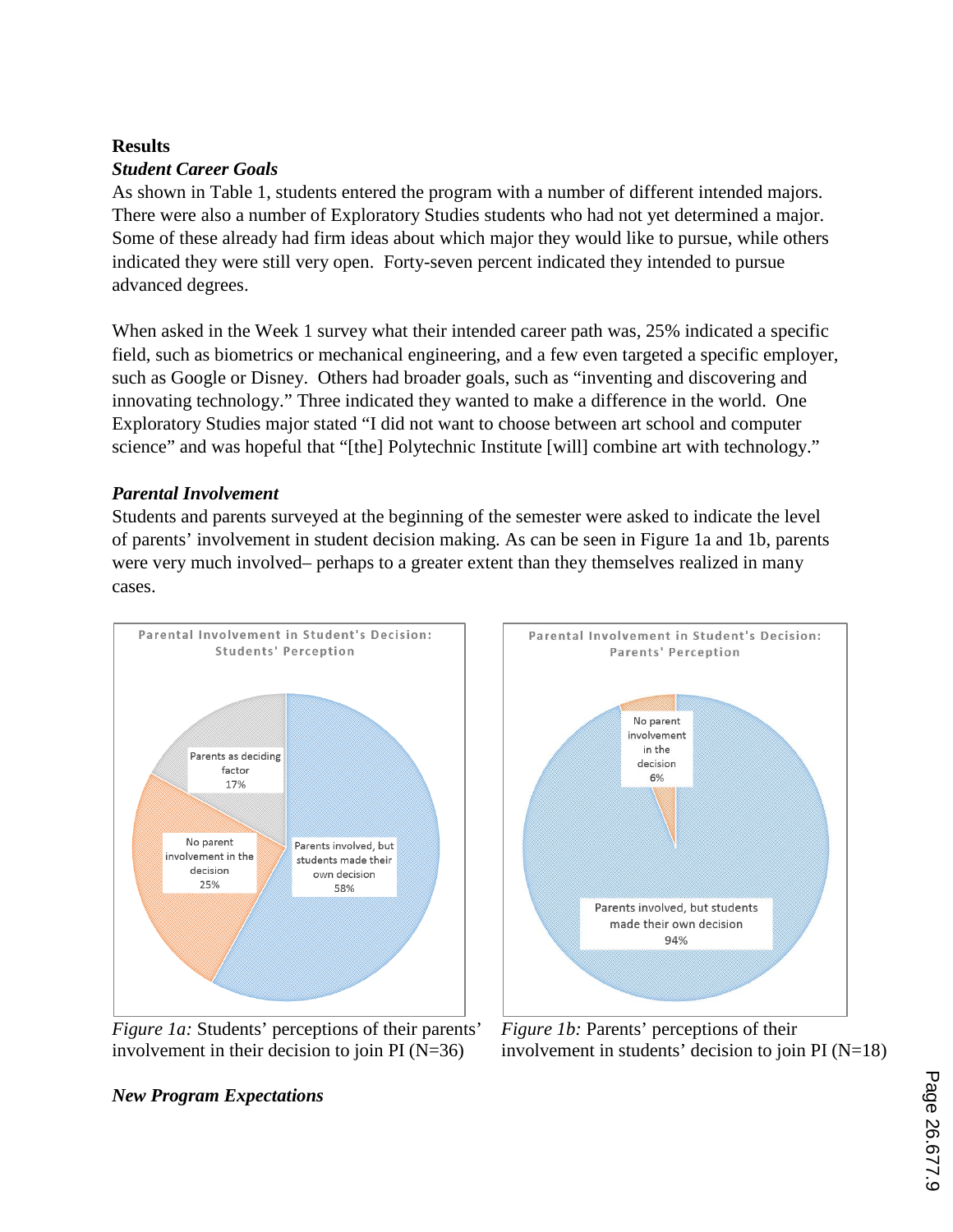## Results

### *Student Career Goals*

As shown in Table 1, students entered the program with a number of different intended majors. There were also a number of Exploratory Studies students who had not yet determined a major. Some of these already had firm ideas about which major they would like to pursue, while others indicated they were still very open. Forty-seven percent indicated they intended to pursue advanced degrees.

When asked in the Week 1 survey what their intended career path was, 25% indicated a specific field, such as biometrics or mechanical engineering, and a few even targeted a specific employer, such as Google or Disney. Others had broader goals, such as "inventing and discovering and innovating technology." Three indicated they wanted to make a difference in the world. One Exploratory Studies major stated "I did not want to choose between art school and computer science" and was hopeful that "[the] Polytechnic Institute [will] combine art with technology."

### *Parental Involvement*

Students and parents surveyed at the beginning of the semester were asked to indicate the level of parents' involvement in student decision making. As can be seen in Figure 1a and 1b, parents were very much involved– perhaps to a greater extent than they themselves realized in many cases.

Parental Involvement in Student's Decision: Students' Perception

- Parents involved, but students made their own decision 58%
- No parent involvement in the decision 25%
- Parents as deciding factor 17%

*Figure 1a:* Students' perceptions of their parents' involvement in their decision to join PI (N=36)

Parental Involvement in Student's Decision: Parents' Perception

- Parents involved, but students made their own decision 94%
- No parent involvement in the decision 6%

*Figure 1b:* Parents' perceptions of their involvement in students' decision to join PI (N=18)

### *New Program Expectations*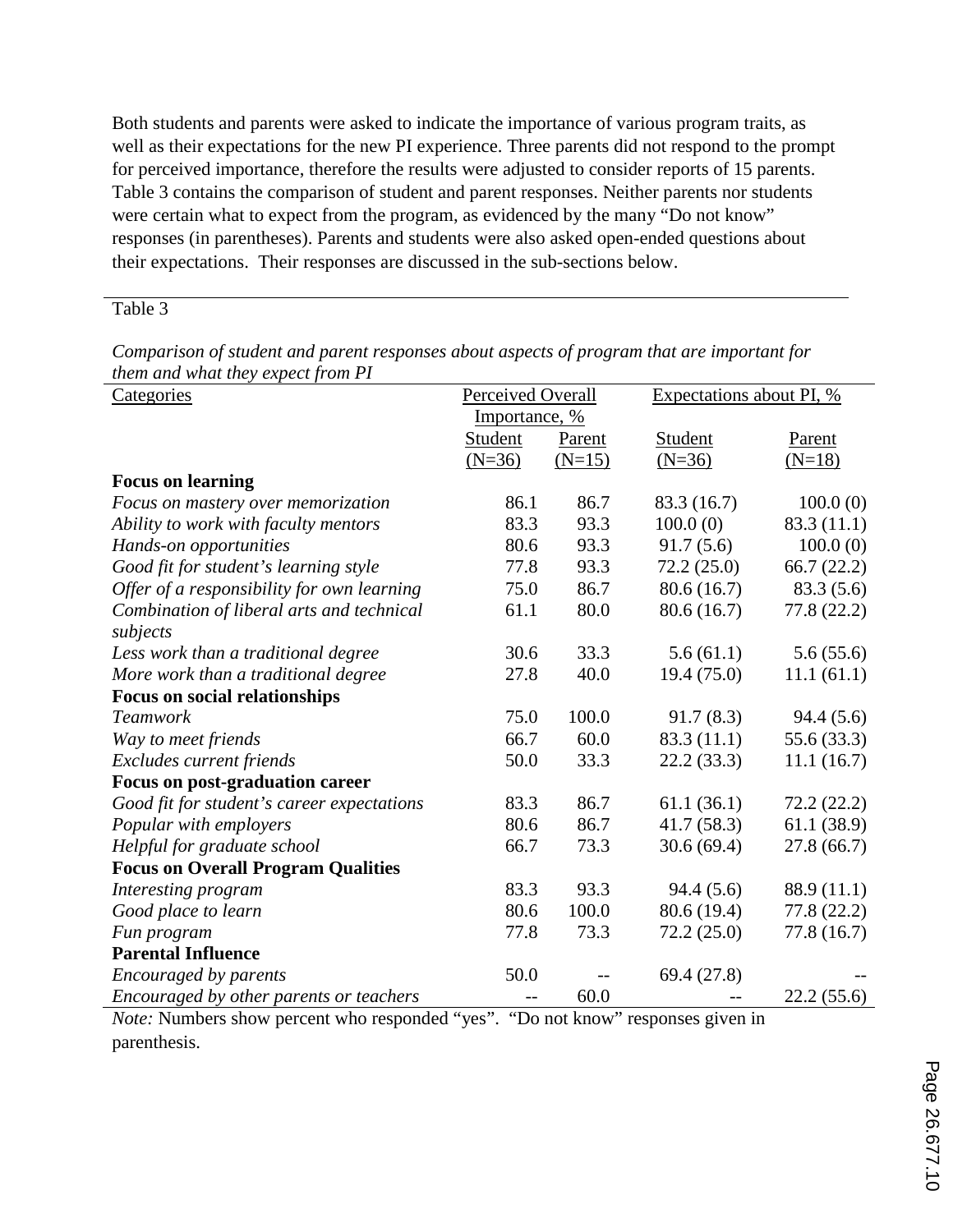Both students and parents were asked to indicate the importance of various program traits, as well as their expectations for the new PI experience. Three parents did not respond to the prompt for perceived importance, therefore the results were adjusted to consider reports of 15 parents. Table 3 contains the comparison of student and parent responses. Neither parents nor students were certain what to expect from the program, as evidenced by the many "Do not know" responses (in parentheses). Parents and students were also asked open-ended questions about their expectations. Their responses are discussed in the sub-sections below.

Table 3

*Comparison of student and parent responses about aspects of program that are important for them and what they expect from PI*

| Categories | Perceived Overall Importance, % | | Expectations about PI, % | |
|---|---|---|---|---|
| | Student (N=36) | Parent (N=15) | Student (N=36) | Parent (N=18) |
| **Focus on learning** | | | | |
| *Focus on mastery over memorization* | 86.1 | 86.7 | 83.3 (16.7) | 100.0 (0) |
| *Ability to work with faculty mentors* | 83.3 | 93.3 | 100.0 (0) | 83.3 (11.1) |
| *Hands-on opportunities* | 80.6 | 93.3 | 91.7 (5.6) | 100.0 (0) |
| *Good fit for student's learning style* | 77.8 | 93.3 | 72.2 (25.0) | 66.7 (22.2) |
| *Offer of a responsibility for own learning* | 75.0 | 86.7 | 80.6 (16.7) | 83.3 (5.6) |
| *Combination of liberal arts and technical subjects* | 61.1 | 80.0 | 80.6 (16.7) | 77.8 (22.2) |
| *Less work than a traditional degree* | 30.6 | 33.3 | 5.6 (61.1) | 5.6 (55.6) |
| *More work than a traditional degree* | 27.8 | 40.0 | 19.4 (75.0) | 11.1 (61.1) |
| **Focus on social relationships** | | | | |
| *Teamwork* | 75.0 | 100.0 | 91.7 (8.3) | 94.4 (5.6) |
| *Way to meet friends* | 66.7 | 60.0 | 83.3 (11.1) | 55.6 (33.3) |
| *Excludes current friends* | 50.0 | 33.3 | 22.2 (33.3) | 11.1 (16.7) |
| **Focus on post-graduation career** | | | | |
| *Good fit for student's career expectations* | 83.3 | 86.7 | 61.1 (36.1) | 72.2 (22.2) |
| *Popular with employers* | 80.6 | 86.7 | 41.7 (58.3) | 61.1 (38.9) |
| *Helpful for graduate school* | 66.7 | 73.3 | 30.6 (69.4) | 27.8 (66.7) |
| **Focus on Overall Program Qualities** | | | | |
| *Interesting program* | 83.3 | 93.3 | 94.4 (5.6) | 88.9 (11.1) |
| *Good place to learn* | 80.6 | 100.0 | 80.6 (19.4) | 77.8 (22.2) |
| *Fun program* | 77.8 | 73.3 | 72.2 (25.0) | 77.8 (16.7) |
| **Parental Influence** | | | | |
| *Encouraged by parents* | 50.0 | -- | 69.4 (27.8) | -- |
| *Encouraged by other parents or teachers* | -- | 60.0 | -- | 22.2 (55.6) |

*Note:* Numbers show percent who responded "yes". "Do not know" responses given in parenthesis.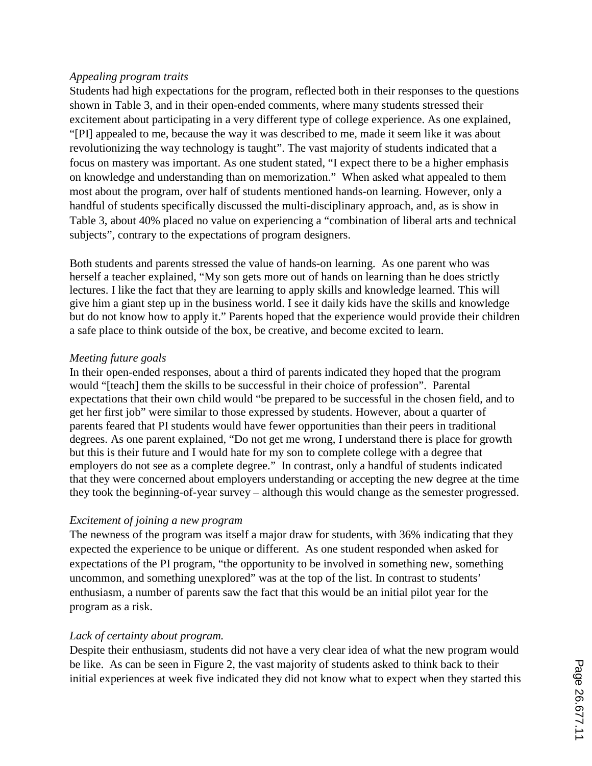*Appealing program traits*

Students had high expectations for the program, reflected both in their responses to the questions shown in Table 3, and in their open-ended comments, where many students stressed their excitement about participating in a very different type of college experience. As one explained, "[PI] appealed to me, because the way it was described to me, made it seem like it was about revolutionizing the way technology is taught". The vast majority of students indicated that a focus on mastery was important. As one student stated, "I expect there to be a higher emphasis on knowledge and understanding than on memorization." When asked what appealed to them most about the program, over half of students mentioned hands-on learning. However, only a handful of students specifically discussed the multi-disciplinary approach, and, as is show in Table 3, about 40% placed no value on experiencing a "combination of liberal arts and technical subjects", contrary to the expectations of program designers.

Both students and parents stressed the value of hands-on learning. As one parent who was herself a teacher explained, "My son gets more out of hands on learning than he does strictly lectures. I like the fact that they are learning to apply skills and knowledge learned. This will give him a giant step up in the business world. I see it daily kids have the skills and knowledge but do not know how to apply it." Parents hoped that the experience would provide their children a safe place to think outside of the box, be creative, and become excited to learn.

*Meeting future goals*

In their open-ended responses, about a third of parents indicated they hoped that the program would "[teach] them the skills to be successful in their choice of profession". Parental expectations that their own child would "be prepared to be successful in the chosen field, and to get her first job" were similar to those expressed by students. However, about a quarter of parents feared that PI students would have fewer opportunities than their peers in traditional degrees. As one parent explained, "Do not get me wrong, I understand there is place for growth but this is their future and I would hate for my son to complete college with a degree that employers do not see as a complete degree." In contrast, only a handful of students indicated that they were concerned about employers understanding or accepting the new degree at the time they took the beginning-of-year survey – although this would change as the semester progressed.

*Excitement of joining a new program*

The newness of the program was itself a major draw for students, with 36% indicating that they expected the experience to be unique or different. As one student responded when asked for expectations of the PI program, "the opportunity to be involved in something new, something uncommon, and something unexplored" was at the top of the list. In contrast to students' enthusiasm, a number of parents saw the fact that this would be an initial pilot year for the program as a risk.

*Lack of certainty about program.*

Despite their enthusiasm, students did not have a very clear idea of what the new program would be like. As can be seen in Figure 2, the vast majority of students asked to think back to their initial experiences at week five indicated they did not know what to expect when they started this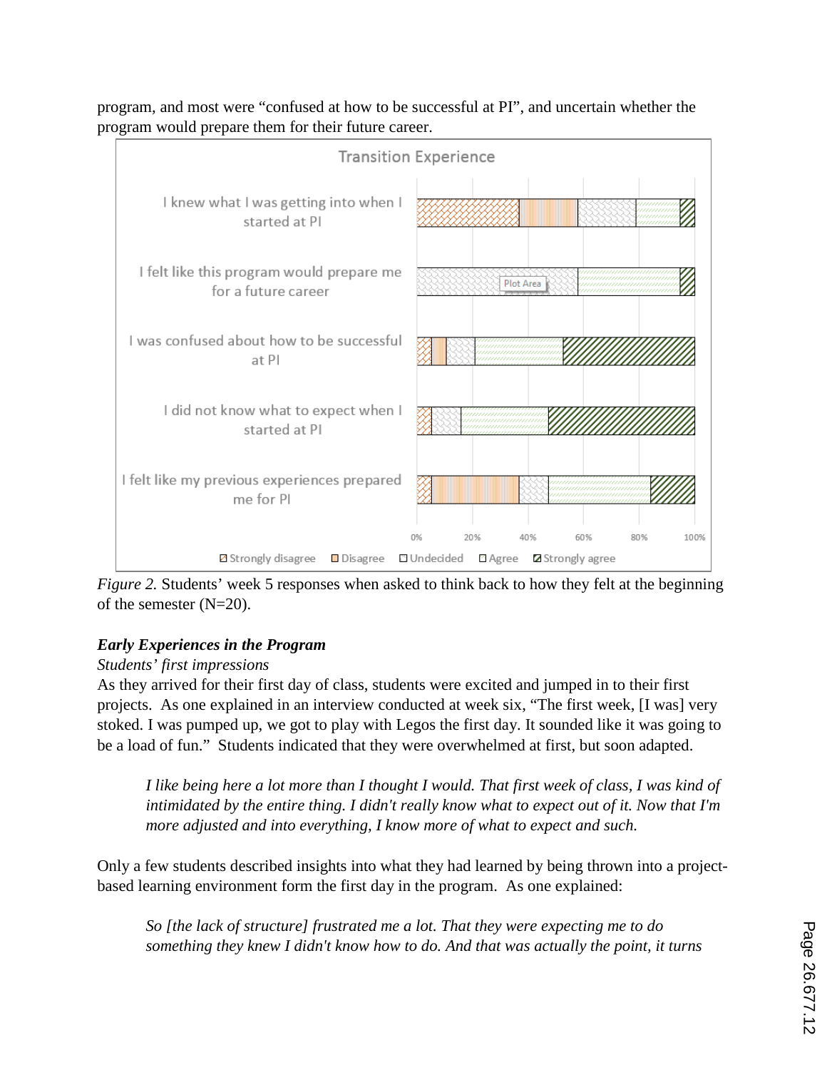program, and most were "confused at how to be successful at PI", and uncertain whether the program would prepare them for their future career.

Figure 2. Students' week 5 responses when asked to think back to how they felt at the beginning of the semester (N=20).

### *Early Experiences in the Program*

*Students' first impressions*

As they arrived for their first day of class, students were excited and jumped in to their first projects. As one explained in an interview conducted at week six, "The first week, [I was] very stoked. I was pumped up, we got to play with Legos the first day. It sounded like it was going to be a load of fun." Students indicated that they were overwhelmed at first, but soon adapted.

> *I like being here a lot more than I thought I would. That first week of class, I was kind of intimidated by the entire thing. I didn't really know what to expect out of it. Now that I'm more adjusted and into everything, I know more of what to expect and such.*

Only a few students described insights into what they had learned by being thrown into a project-based learning environment form the first day in the program. As one explained:

> *So [the lack of structure] frustrated me a lot. That they were expecting me to do something they knew I didn't know how to do. And that was actually the point, it turns*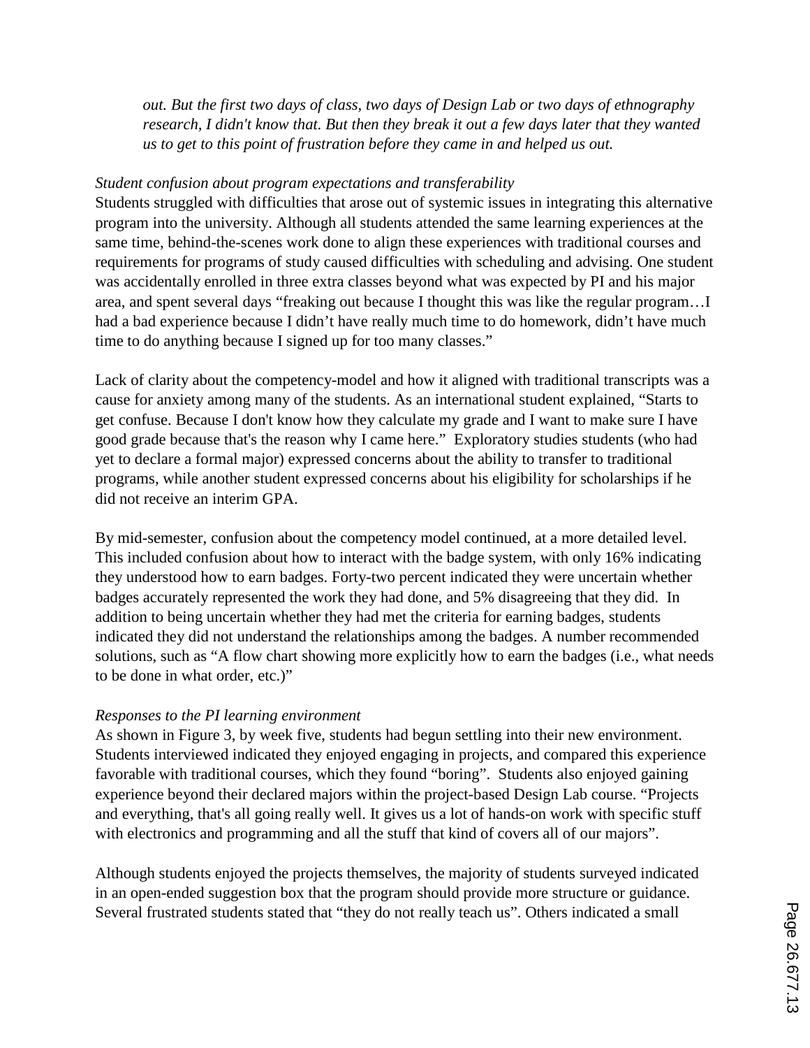*out. But the first two days of class, two days of Design Lab or two days of ethnography research, I didn't know that. But then they break it out a few days later that they wanted us to get to this point of frustration before they came in and helped us out.*

*Student confusion about program expectations and transferability*

Students struggled with difficulties that arose out of systemic issues in integrating this alternative program into the university. Although all students attended the same learning experiences at the same time, behind-the-scenes work done to align these experiences with traditional courses and requirements for programs of study caused difficulties with scheduling and advising. One student was accidentally enrolled in three extra classes beyond what was expected by PI and his major area, and spent several days "freaking out because I thought this was like the regular program…I had a bad experience because I didn't have really much time to do homework, didn't have much time to do anything because I signed up for too many classes."

Lack of clarity about the competency-model and how it aligned with traditional transcripts was a cause for anxiety among many of the students. As an international student explained, "Starts to get confuse. Because I don't know how they calculate my grade and I want to make sure I have good grade because that's the reason why I came here." Exploratory studies students (who had yet to declare a formal major) expressed concerns about the ability to transfer to traditional programs, while another student expressed concerns about his eligibility for scholarships if he did not receive an interim GPA.

By mid-semester, confusion about the competency model continued, at a more detailed level. This included confusion about how to interact with the badge system, with only 16% indicating they understood how to earn badges. Forty-two percent indicated they were uncertain whether badges accurately represented the work they had done, and 5% disagreeing that they did. In addition to being uncertain whether they had met the criteria for earning badges, students indicated they did not understand the relationships among the badges. A number recommended solutions, such as "A flow chart showing more explicitly how to earn the badges (i.e., what needs to be done in what order, etc.)"

*Responses to the PI learning environment*

As shown in Figure 3, by week five, students had begun settling into their new environment. Students interviewed indicated they enjoyed engaging in projects, and compared this experience favorable with traditional courses, which they found "boring". Students also enjoyed gaining experience beyond their declared majors within the project-based Design Lab course. "Projects and everything, that's all going really well. It gives us a lot of hands-on work with specific stuff with electronics and programming and all the stuff that kind of covers all of our majors".

Although students enjoyed the projects themselves, the majority of students surveyed indicated in an open-ended suggestion box that the program should provide more structure or guidance. Several frustrated students stated that "they do not really teach us". Others indicated a small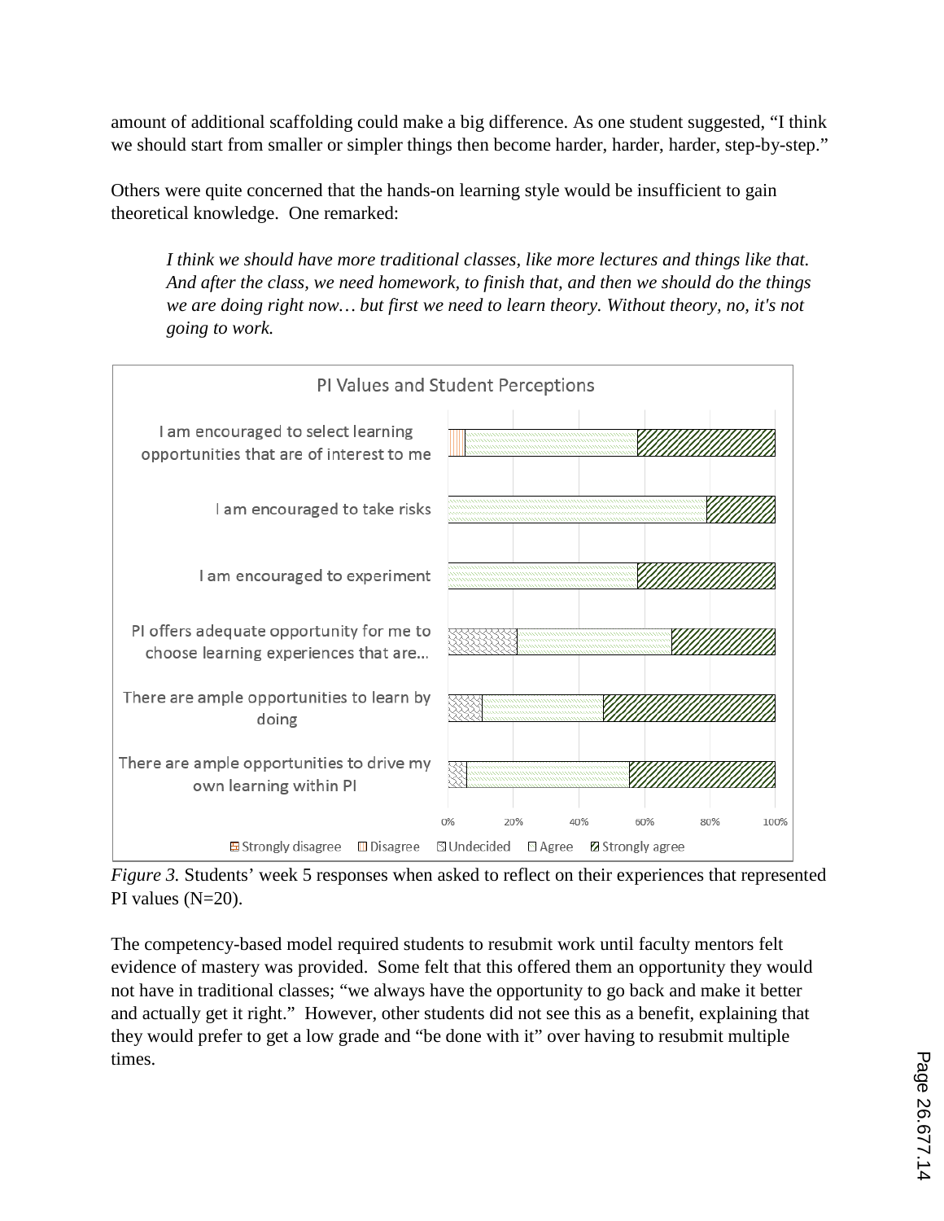amount of additional scaffolding could make a big difference. As one student suggested, "I think we should start from smaller or simpler things then become harder, harder, harder, step-by-step."

Others were quite concerned that the hands-on learning style would be insufficient to gain theoretical knowledge. One remarked:

> *I think we should have more traditional classes, like more lectures and things like that. And after the class, we need homework, to finish that, and then we should do the things we are doing right now… but first we need to learn theory. Without theory, no, it's not going to work.*

*Figure 3.* Students' week 5 responses when asked to reflect on their experiences that represented PI values (N=20).

The competency-based model required students to resubmit work until faculty mentors felt evidence of mastery was provided. Some felt that this offered them an opportunity they would not have in traditional classes; "we always have the opportunity to go back and make it better and actually get it right." However, other students did not see this as a benefit, explaining that they would prefer to get a low grade and "be done with it" over having to resubmit multiple times.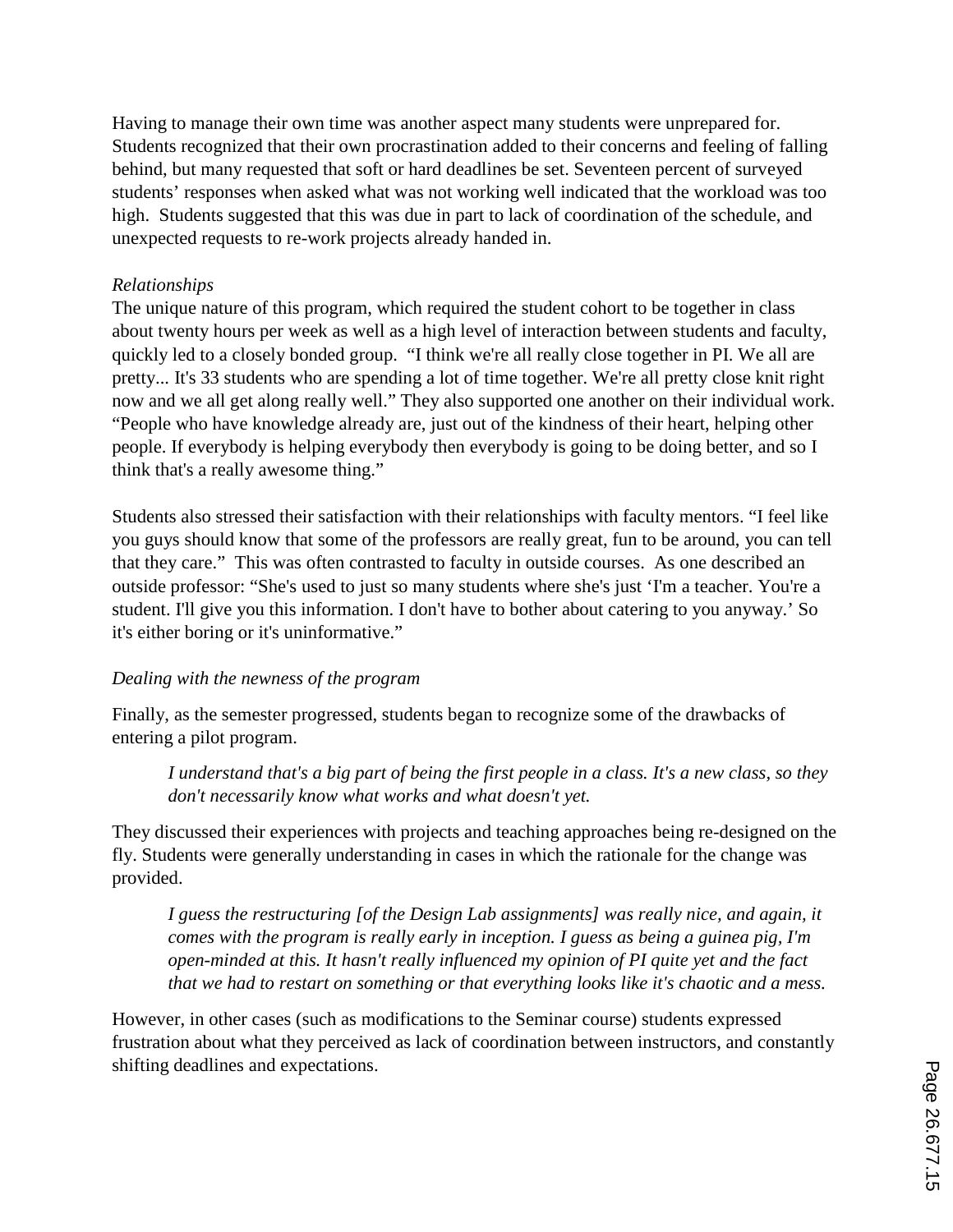Having to manage their own time was another aspect many students were unprepared for. Students recognized that their own procrastination added to their concerns and feeling of falling behind, but many requested that soft or hard deadlines be set. Seventeen percent of surveyed students' responses when asked what was not working well indicated that the workload was too high. Students suggested that this was due in part to lack of coordination of the schedule, and unexpected requests to re-work projects already handed in.

*Relationships*

The unique nature of this program, which required the student cohort to be together in class about twenty hours per week as well as a high level of interaction between students and faculty, quickly led to a closely bonded group. "I think we're all really close together in PI. We all are pretty... It's 33 students who are spending a lot of time together. We're all pretty close knit right now and we all get along really well." They also supported one another on their individual work. "People who have knowledge already are, just out of the kindness of their heart, helping other people. If everybody is helping everybody then everybody is going to be doing better, and so I think that's a really awesome thing."

Students also stressed their satisfaction with their relationships with faculty mentors. "I feel like you guys should know that some of the professors are really great, fun to be around, you can tell that they care." This was often contrasted to faculty in outside courses. As one described an outside professor: "She's used to just so many students where she's just 'I'm a teacher. You're a student. I'll give you this information. I don't have to bother about catering to you anyway.' So it's either boring or it's uninformative."

*Dealing with the newness of the program*

Finally, as the semester progressed, students began to recognize some of the drawbacks of entering a pilot program.

> *I understand that's a big part of being the first people in a class. It's a new class, so they don't necessarily know what works and what doesn't yet.*

They discussed their experiences with projects and teaching approaches being re-designed on the fly. Students were generally understanding in cases in which the rationale for the change was provided.

> *I guess the restructuring [of the Design Lab assignments] was really nice, and again, it comes with the program is really early in inception. I guess as being a guinea pig, I'm open-minded at this. It hasn't really influenced my opinion of PI quite yet and the fact that we had to restart on something or that everything looks like it's chaotic and a mess.*

However, in other cases (such as modifications to the Seminar course) students expressed frustration about what they perceived as lack of coordination between instructors, and constantly shifting deadlines and expectations.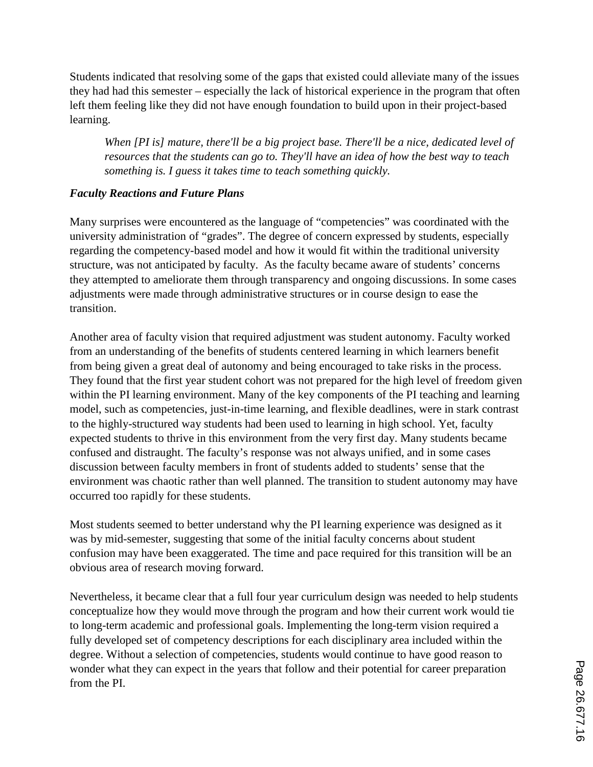Students indicated that resolving some of the gaps that existed could alleviate many of the issues they had had this semester – especially the lack of historical experience in the program that often left them feeling like they did not have enough foundation to build upon in their project-based learning.

> *When [PI is] mature, there'll be a big project base. There'll be a nice, dedicated level of resources that the students can go to. They'll have an idea of how the best way to teach something is. I guess it takes time to teach something quickly.*

### *Faculty Reactions and Future Plans*

Many surprises were encountered as the language of "competencies" was coordinated with the university administration of "grades". The degree of concern expressed by students, especially regarding the competency-based model and how it would fit within the traditional university structure, was not anticipated by faculty. As the faculty became aware of students' concerns they attempted to ameliorate them through transparency and ongoing discussions. In some cases adjustments were made through administrative structures or in course design to ease the transition.

Another area of faculty vision that required adjustment was student autonomy. Faculty worked from an understanding of the benefits of students centered learning in which learners benefit from being given a great deal of autonomy and being encouraged to take risks in the process. They found that the first year student cohort was not prepared for the high level of freedom given within the PI learning environment. Many of the key components of the PI teaching and learning model, such as competencies, just-in-time learning, and flexible deadlines, were in stark contrast to the highly-structured way students had been used to learning in high school. Yet, faculty expected students to thrive in this environment from the very first day. Many students became confused and distraught. The faculty's response was not always unified, and in some cases discussion between faculty members in front of students added to students' sense that the environment was chaotic rather than well planned. The transition to student autonomy may have occurred too rapidly for these students.

Most students seemed to better understand why the PI learning experience was designed as it was by mid-semester, suggesting that some of the initial faculty concerns about student confusion may have been exaggerated. The time and pace required for this transition will be an obvious area of research moving forward.

Nevertheless, it became clear that a full four year curriculum design was needed to help students conceptualize how they would move through the program and how their current work would tie to long-term academic and professional goals. Implementing the long-term vision required a fully developed set of competency descriptions for each disciplinary area included within the degree. Without a selection of competencies, students would continue to have good reason to wonder what they can expect in the years that follow and their potential for career preparation from the PI.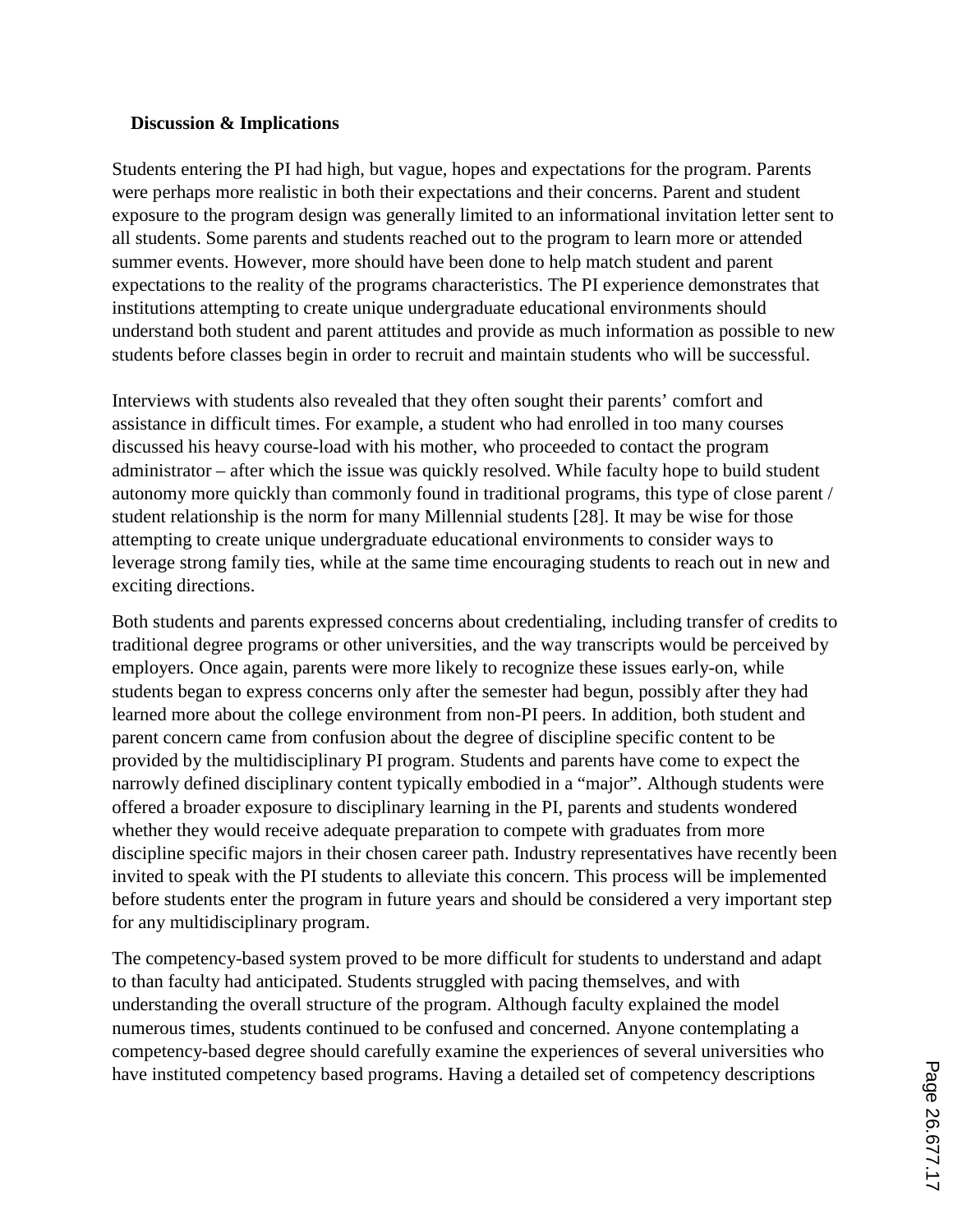## Discussion & Implications

Students entering the PI had high, but vague, hopes and expectations for the program. Parents were perhaps more realistic in both their expectations and their concerns. Parent and student exposure to the program design was generally limited to an informational invitation letter sent to all students. Some parents and students reached out to the program to learn more or attended summer events. However, more should have been done to help match student and parent expectations to the reality of the programs characteristics. The PI experience demonstrates that institutions attempting to create unique undergraduate educational environments should understand both student and parent attitudes and provide as much information as possible to new students before classes begin in order to recruit and maintain students who will be successful.

Interviews with students also revealed that they often sought their parents' comfort and assistance in difficult times. For example, a student who had enrolled in too many courses discussed his heavy course-load with his mother, who proceeded to contact the program administrator – after which the issue was quickly resolved. While faculty hope to build student autonomy more quickly than commonly found in traditional programs, this type of close parent / student relationship is the norm for many Millennial students [28]. It may be wise for those attempting to create unique undergraduate educational environments to consider ways to leverage strong family ties, while at the same time encouraging students to reach out in new and exciting directions.

Both students and parents expressed concerns about credentialing, including transfer of credits to traditional degree programs or other universities, and the way transcripts would be perceived by employers. Once again, parents were more likely to recognize these issues early-on, while students began to express concerns only after the semester had begun, possibly after they had learned more about the college environment from non-PI peers. In addition, both student and parent concern came from confusion about the degree of discipline specific content to be provided by the multidisciplinary PI program. Students and parents have come to expect the narrowly defined disciplinary content typically embodied in a "major". Although students were offered a broader exposure to disciplinary learning in the PI, parents and students wondered whether they would receive adequate preparation to compete with graduates from more discipline specific majors in their chosen career path. Industry representatives have recently been invited to speak with the PI students to alleviate this concern. This process will be implemented before students enter the program in future years and should be considered a very important step for any multidisciplinary program.

The competency-based system proved to be more difficult for students to understand and adapt to than faculty had anticipated. Students struggled with pacing themselves, and with understanding the overall structure of the program. Although faculty explained the model numerous times, students continued to be confused and concerned. Anyone contemplating a competency-based degree should carefully examine the experiences of several universities who have instituted competency based programs. Having a detailed set of competency descriptions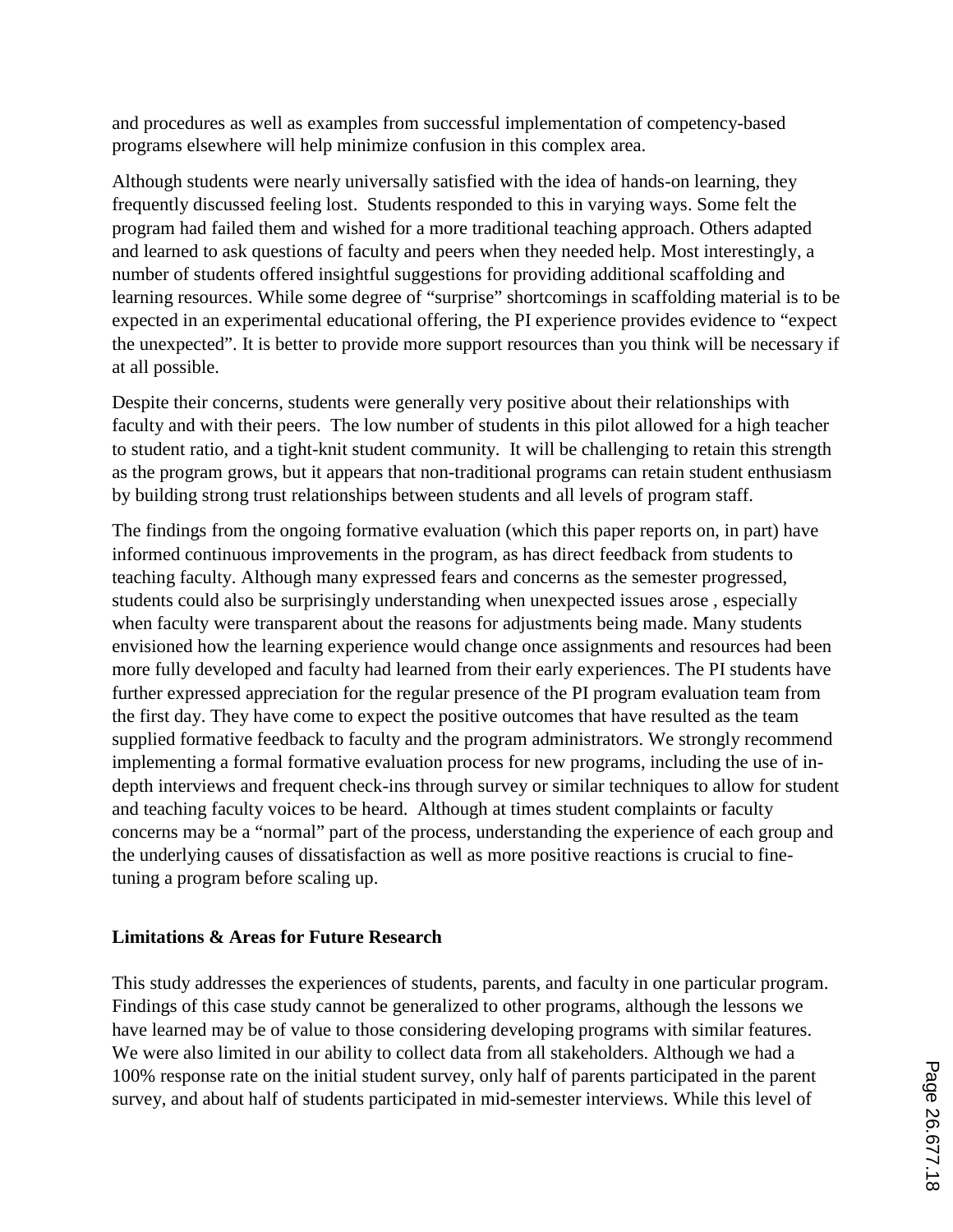and procedures as well as examples from successful implementation of competency-based programs elsewhere will help minimize confusion in this complex area.

Although students were nearly universally satisfied with the idea of hands-on learning, they frequently discussed feeling lost. Students responded to this in varying ways. Some felt the program had failed them and wished for a more traditional teaching approach. Others adapted and learned to ask questions of faculty and peers when they needed help. Most interestingly, a number of students offered insightful suggestions for providing additional scaffolding and learning resources. While some degree of "surprise" shortcomings in scaffolding material is to be expected in an experimental educational offering, the PI experience provides evidence to "expect the unexpected". It is better to provide more support resources than you think will be necessary if at all possible.

Despite their concerns, students were generally very positive about their relationships with faculty and with their peers. The low number of students in this pilot allowed for a high teacher to student ratio, and a tight-knit student community. It will be challenging to retain this strength as the program grows, but it appears that non-traditional programs can retain student enthusiasm by building strong trust relationships between students and all levels of program staff.

The findings from the ongoing formative evaluation (which this paper reports on, in part) have informed continuous improvements in the program, as has direct feedback from students to teaching faculty. Although many expressed fears and concerns as the semester progressed, students could also be surprisingly understanding when unexpected issues arose , especially when faculty were transparent about the reasons for adjustments being made. Many students envisioned how the learning experience would change once assignments and resources had been more fully developed and faculty had learned from their early experiences. The PI students have further expressed appreciation for the regular presence of the PI program evaluation team from the first day. They have come to expect the positive outcomes that have resulted as the team supplied formative feedback to faculty and the program administrators. We strongly recommend implementing a formal formative evaluation process for new programs, including the use of in-depth interviews and frequent check-ins through survey or similar techniques to allow for student and teaching faculty voices to be heard. Although at times student complaints or faculty concerns may be a "normal" part of the process, understanding the experience of each group and the underlying causes of dissatisfaction as well as more positive reactions is crucial to fine-tuning a program before scaling up.

**Limitations & Areas for Future Research**

This study addresses the experiences of students, parents, and faculty in one particular program. Findings of this case study cannot be generalized to other programs, although the lessons we have learned may be of value to those considering developing programs with similar features. We were also limited in our ability to collect data from all stakeholders. Although we had a 100% response rate on the initial student survey, only half of parents participated in the parent survey, and about half of students participated in mid-semester interviews. While this level of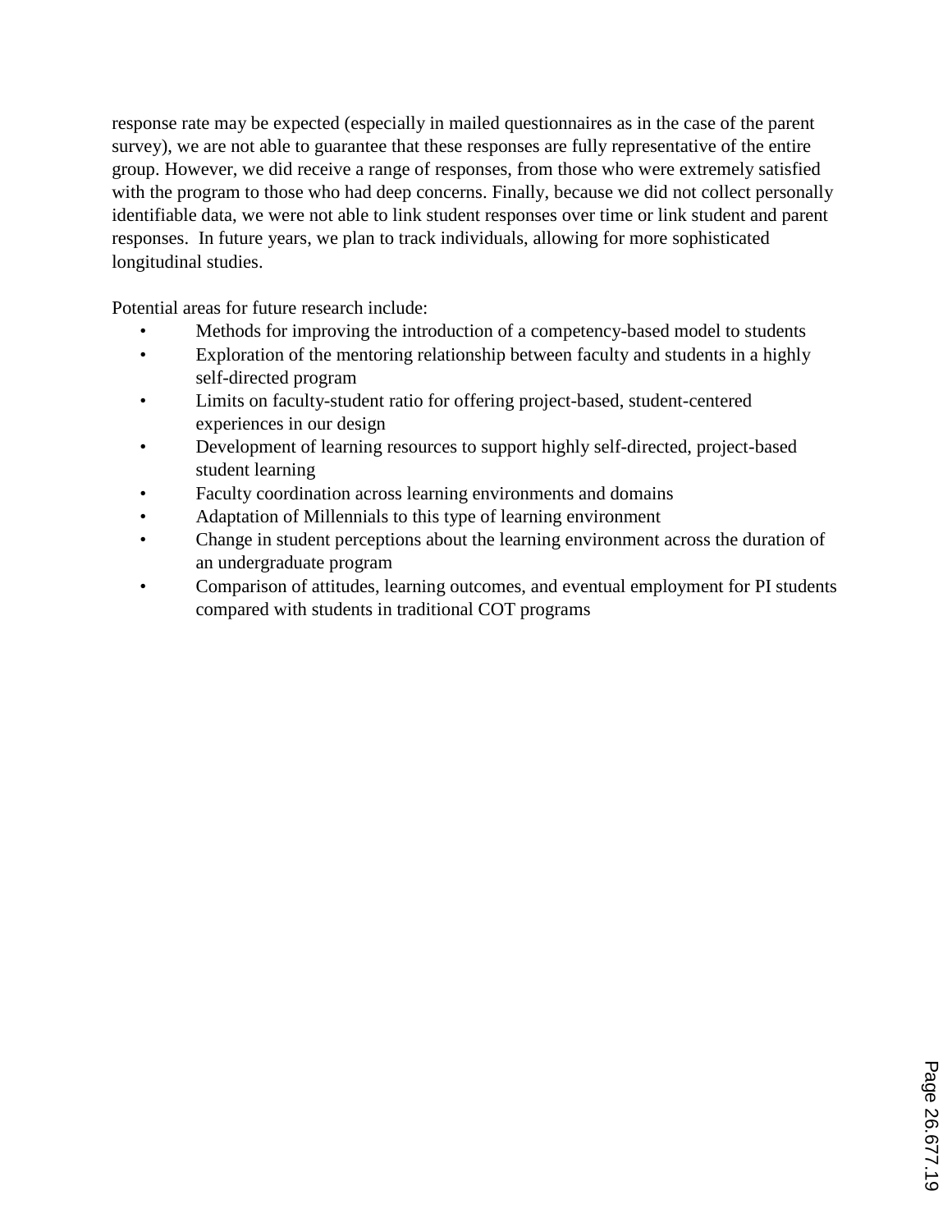response rate may be expected (especially in mailed questionnaires as in the case of the parent survey), we are not able to guarantee that these responses are fully representative of the entire group. However, we did receive a range of responses, from those who were extremely satisfied with the program to those who had deep concerns. Finally, because we did not collect personally identifiable data, we were not able to link student responses over time or link student and parent responses. In future years, we plan to track individuals, allowing for more sophisticated longitudinal studies.

Potential areas for future research include:

- Methods for improving the introduction of a competency-based model to students
- Exploration of the mentoring relationship between faculty and students in a highly self-directed program
- Limits on faculty-student ratio for offering project-based, student-centered experiences in our design
- Development of learning resources to support highly self-directed, project-based student learning
- Faculty coordination across learning environments and domains
- Adaptation of Millennials to this type of learning environment
- Change in student perceptions about the learning environment across the duration of an undergraduate program
- Comparison of attitudes, learning outcomes, and eventual employment for PI students compared with students in traditional COT programs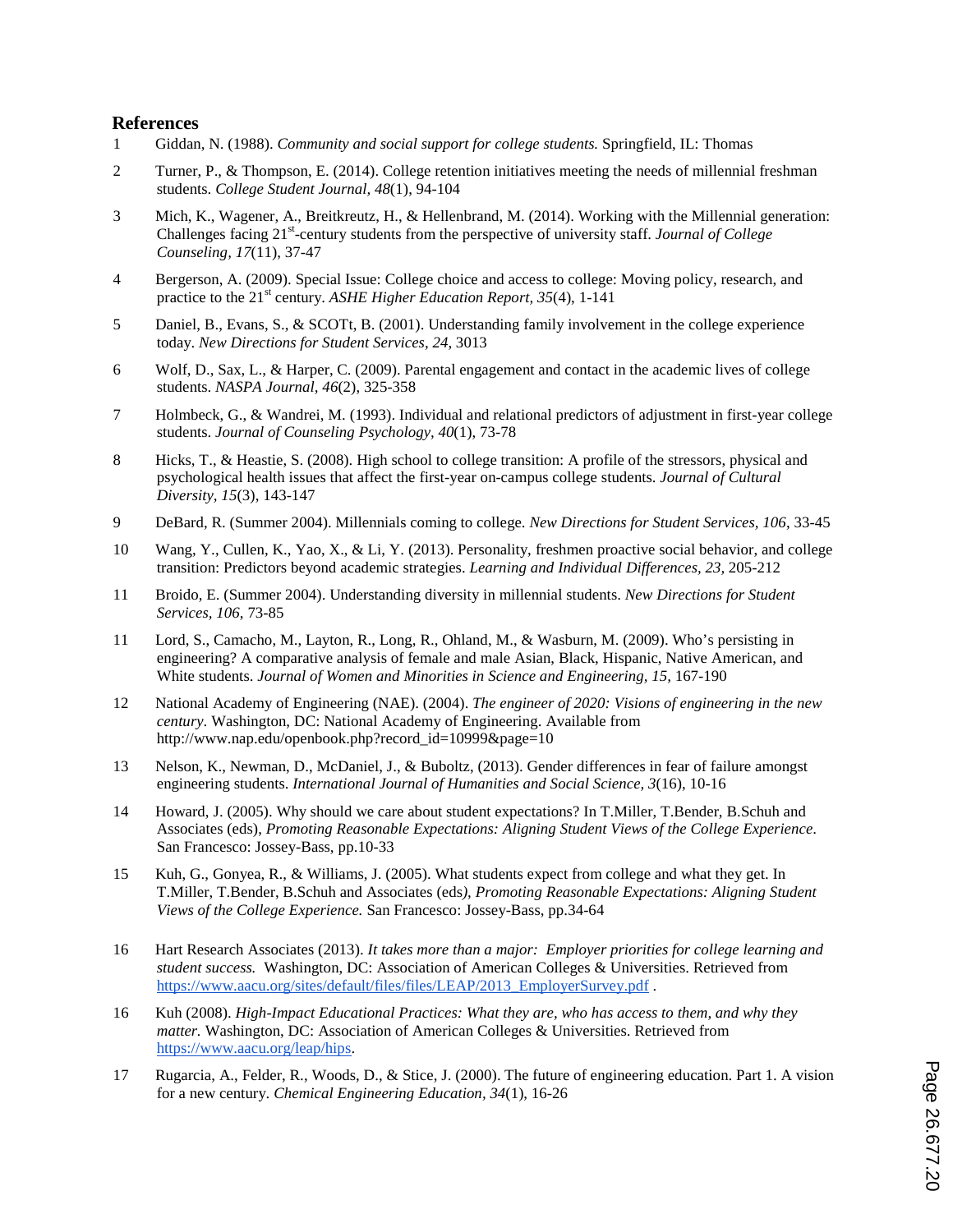## References

1 Giddan, N. (1988). *Community and social support for college students.* Springfield, IL: Thomas

2 Turner, P., & Thompson, E. (2014). College retention initiatives meeting the needs of millennial freshman students. *College Student Journal, 48*(1), 94-104

3 Mich, K., Wagener, A., Breitkreutz, H., & Hellenbrand, M. (2014). Working with the Millennial generation: Challenges facing 21st-century students from the perspective of university staff. *Journal of College Counseling, 17*(11), 37-47

4 Bergerson, A. (2009). Special Issue: College choice and access to college: Moving policy, research, and practice to the 21st century. *ASHE Higher Education Report, 35*(4), 1-141

5 Daniel, B., Evans, S., & SCOTt, B. (2001). Understanding family involvement in the college experience today. *New Directions for Student Services, 24*, 3013

6 Wolf, D., Sax, L., & Harper, C. (2009). Parental engagement and contact in the academic lives of college students. *NASPA Journal, 46*(2), 325-358

7 Holmbeck, G., & Wandrei, M. (1993). Individual and relational predictors of adjustment in first-year college students. *Journal of Counseling Psychology, 40*(1), 73-78

8 Hicks, T., & Heastie, S. (2008). High school to college transition: A profile of the stressors, physical and psychological health issues that affect the first-year on-campus college students. *Journal of Cultural Diversity, 15*(3), 143-147

9 DeBard, R. (Summer 2004). Millennials coming to college. *New Directions for Student Services, 106*, 33-45

10 Wang, Y., Cullen, K., Yao, X., & Li, Y. (2013). Personality, freshmen proactive social behavior, and college transition: Predictors beyond academic strategies. *Learning and Individual Differences, 23,* 205-212

11 Broido, E. (Summer 2004). Understanding diversity in millennial students. *New Directions for Student Services, 106*, 73-85

11 Lord, S., Camacho, M., Layton, R., Long, R., Ohland, M., & Wasburn, M. (2009). Who's persisting in engineering? A comparative analysis of female and male Asian, Black, Hispanic, Native American, and White students. *Journal of Women and Minorities in Science and Engineering, 15,* 167-190

12 National Academy of Engineering (NAE). (2004). *The engineer of 2020: Visions of engineering in the new century*. Washington, DC: National Academy of Engineering. Available from http://www.nap.edu/openbook.php?record_id=10999&page=10

13 Nelson, K., Newman, D., McDaniel, J., & Buboltz, (2013). Gender differences in fear of failure amongst engineering students. *International Journal of Humanities and Social Science, 3*(16), 10-16

14 Howard, J. (2005). Why should we care about student expectations? In T.Miller, T.Bender, B.Schuh and Associates (eds), *Promoting Reasonable Expectations: Aligning Student Views of the College Experience*. San Francesco: Jossey-Bass, pp.10-33

15 Kuh, G., Gonyea, R., & Williams, J. (2005). What students expect from college and what they get. In T.Miller, T.Bender, B.Schuh and Associates (eds*), Promoting Reasonable Expectations: Aligning Student Views of the College Experience.* San Francesco: Jossey-Bass, pp.34-64

16 Hart Research Associates (2013). *It takes more than a major: Employer priorities for college learning and student success.* Washington, DC: Association of American Colleges & Universities. Retrieved from https://www.aacu.org/sites/default/files/files/LEAP/2013_EmployerSurvey.pdf .

16 Kuh (2008). *High-Impact Educational Practices: What they are, who has access to them, and why they matter.* Washington, DC: Association of American Colleges & Universities. Retrieved from https://www.aacu.org/leap/hips.

17 Rugarcia, A., Felder, R., Woods, D., & Stice, J. (2000). The future of engineering education. Part 1. A vision for a new century. *Chemical Engineering Education, 34*(1), 16-26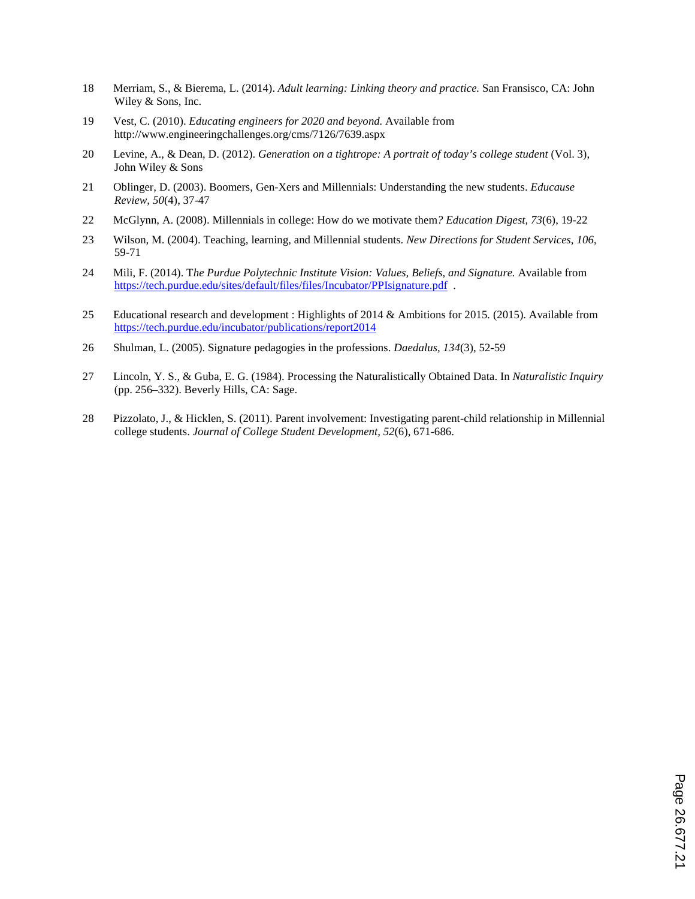18 Merriam, S., & Bierema, L. (2014). *Adult learning: Linking theory and practice.* San Fransisco, CA: John Wiley & Sons, Inc.

19 Vest, C. (2010). *Educating engineers for 2020 and beyond.* Available from http://www.engineeringchallenges.org/cms/7126/7639.aspx

20 Levine, A., & Dean, D. (2012). *Generation on a tightrope: A portrait of today's college student* (Vol. 3), John Wiley & Sons

21 Oblinger, D. (2003). Boomers, Gen-Xers and Millennials: Understanding the new students. *Educause Review, 50*(4), 37-47

22 McGlynn, A. (2008). Millennials in college: How do we motivate them*? Education Digest, 73*(6), 19-22

23 Wilson, M. (2004). Teaching, learning, and Millennial students. *New Directions for Student Services, 106*, 59-71

24 Mili, F. (2014). T*he Purdue Polytechnic Institute Vision: Values, Beliefs, and Signature.* Available from https://tech.purdue.edu/sites/default/files/files/Incubator/PPIsignature.pdf .

25 Educational research and development : Highlights of 2014 & Ambitions for 2015. (2015). Available from https://tech.purdue.edu/incubator/publications/report2014

26 Shulman, L. (2005). Signature pedagogies in the professions. *Daedalus, 134*(3), 52-59

27 Lincoln, Y. S., & Guba, E. G. (1984). Processing the Naturalistically Obtained Data. In *Naturalistic Inquiry* (pp. 256–332). Beverly Hills, CA: Sage.

28 Pizzolato, J., & Hicklen, S. (2011). Parent involvement: Investigating parent-child relationship in Millennial college students. *Journal of College Student Development, 52*(6), 671-686.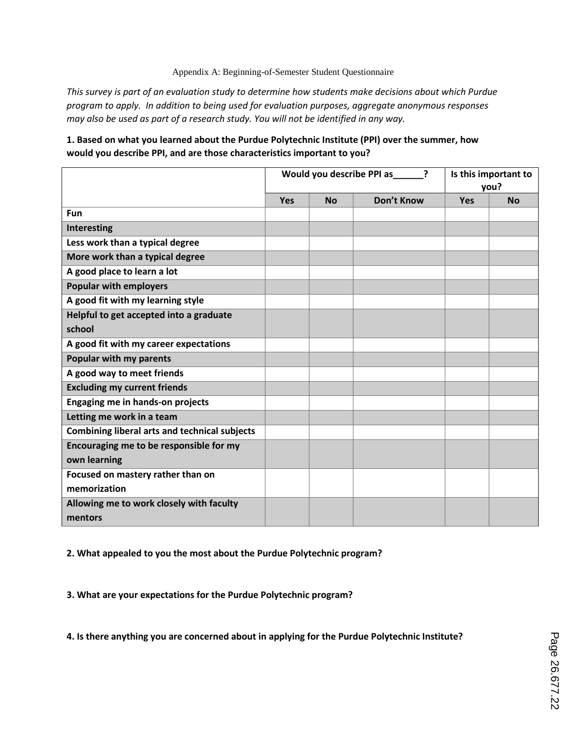Appendix A: Beginning-of-Semester Student Questionnaire

*This survey is part of an evaluation study to determine how students make decisions about which Purdue program to apply. In addition to being used for evaluation purposes, aggregate anonymous responses may also be used as part of a research study. You will not be identified in any way.*

**1. Based on what you learned about the Purdue Polytechnic Institute (PPI) over the summer, how would you describe PPI, and are those characteristics important to you?**

| | Would you describe PPI as______? | | | Is this important to you? | |
|---|---|---|---|---|---|
| | **Yes** | **No** | **Don't Know** | **Yes** | **No** |
| **Fun** | | | | | |
| **Interesting** | | | | | |
| **Less work than a typical degree** | | | | | |
| **More work than a typical degree** | | | | | |
| **A good place to learn a lot** | | | | | |
| **Popular with employers** | | | | | |
| **A good fit with my learning style** | | | | | |
| **Helpful to get accepted into a graduate school** | | | | | |
| **A good fit with my career expectations** | | | | | |
| **Popular with my parents** | | | | | |
| **A good way to meet friends** | | | | | |
| **Excluding my current friends** | | | | | |
| **Engaging me in hands-on projects** | | | | | |
| **Letting me work in a team** | | | | | |
| **Combining liberal arts and technical subjects** | | | | | |
| **Encouraging me to be responsible for my own learning** | | | | | |
| **Focused on mastery rather than on memorization** | | | | | |
| **Allowing me to work closely with faculty mentors** | | | | | |

**2. What appealed to you the most about the Purdue Polytechnic program?**

**3. What are your expectations for the Purdue Polytechnic program?**

**4. Is there anything you are concerned about in applying for the Purdue Polytechnic Institute?**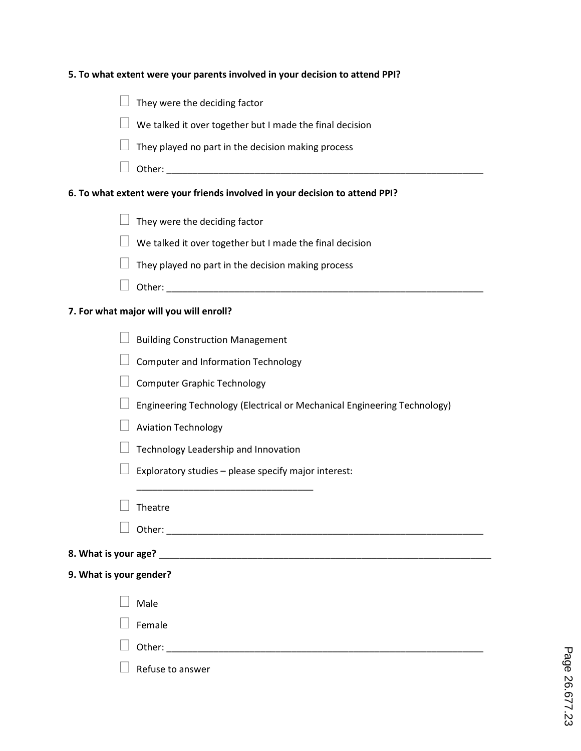**5. To what extent were your parents involved in your decision to attend PPI?**

- ☐ They were the deciding factor
- ☐ We talked it over together but I made the final decision
- ☐ They played no part in the decision making process
- ☐ Other: ______________________________________________________________

**6. To what extent were your friends involved in your decision to attend PPI?**

- ☐ They were the deciding factor
- ☐ We talked it over together but I made the final decision
- ☐ They played no part in the decision making process
- ☐ Other: ______________________________________________________________

**7. For what major will you will enroll?**

- ☐ Building Construction Management
- ☐ Computer and Information Technology
- ☐ Computer Graphic Technology
- ☐ Engineering Technology (Electrical or Mechanical Engineering Technology)
- ☐ Aviation Technology
- ☐ Technology Leadership and Innovation
- ☐ Exploratory studies – please specify major interest: __________________________________
- ☐ Theatre
- ☐ Other: ______________________________________________________________

**8. What is your age?** ________________________________________________________________

**9. What is your gender?**

- ☐ Male
- ☐ Female
- ☐ Other: ______________________________________________________________
- ☐ Refuse to answer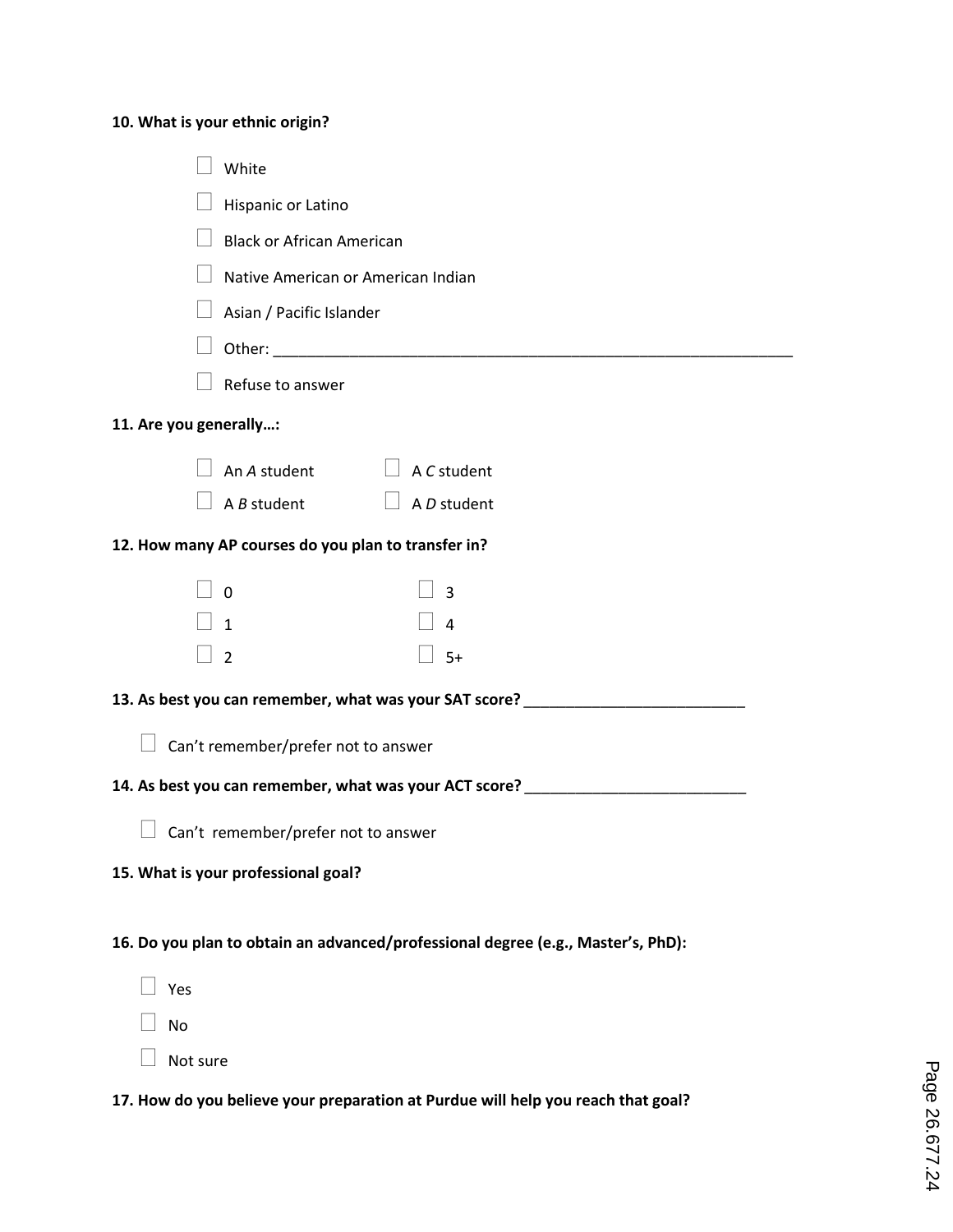**10. What is your ethnic origin?**

- ☐ White
- ☐ Hispanic or Latino
- ☐ Black or African American
- ☐ Native American or American Indian
- ☐ Asian / Pacific Islander
- ☐ Other: ______________________________________________________________
- ☐ Refuse to answer

**11. Are you generally…:**

- ☐ An *A* student
- ☐ A *B* student
- ☐ A *C* student
- ☐ A *D* student

**12. How many AP courses do you plan to transfer in?**

- ☐ 0
- ☐ 1
- ☐ 2
- ☐ 3
- ☐ 4
- ☐ 5+

**13. As best you can remember, what was your SAT score? __________________________**

- ☐ Can't remember/prefer not to answer

**14. As best you can remember, what was your ACT score? __________________________**

- ☐ Can't remember/prefer not to answer

**15. What is your professional goal?**

**16. Do you plan to obtain an advanced/professional degree (e.g., Master's, PhD):**

- ☐ Yes
- ☐ No
- ☐ Not sure

**17. How do you believe your preparation at Purdue will help you reach that goal?**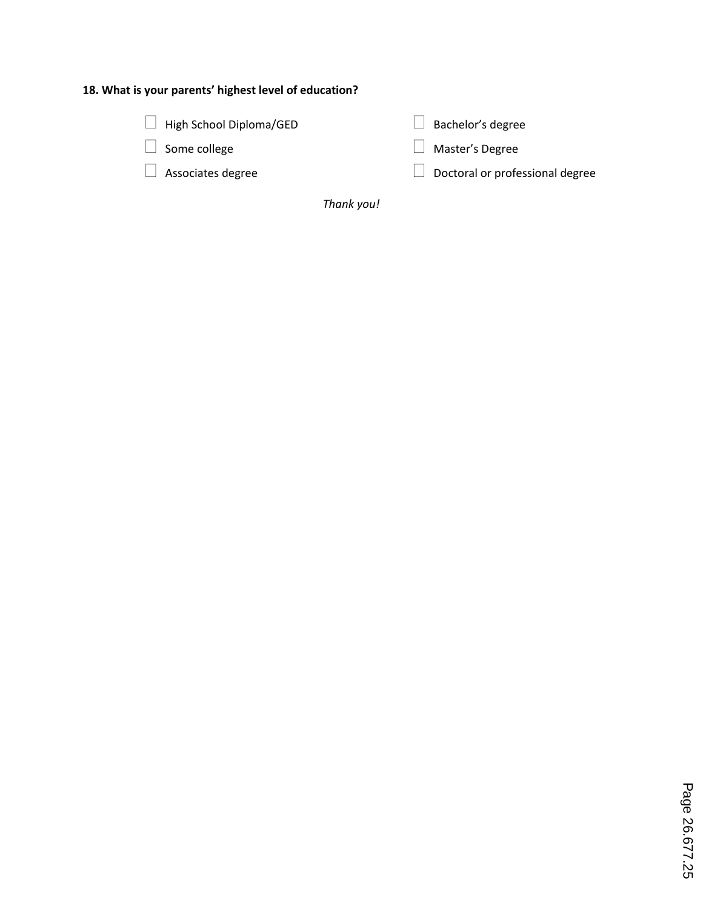**18. What is your parents' highest level of education?**

- ☐ High School Diploma/GED
- ☐ Some college
- ☐ Associates degree
- ☐ Bachelor's degree
- ☐ Master's Degree
- ☐ Doctoral or professional degree

*Thank you!*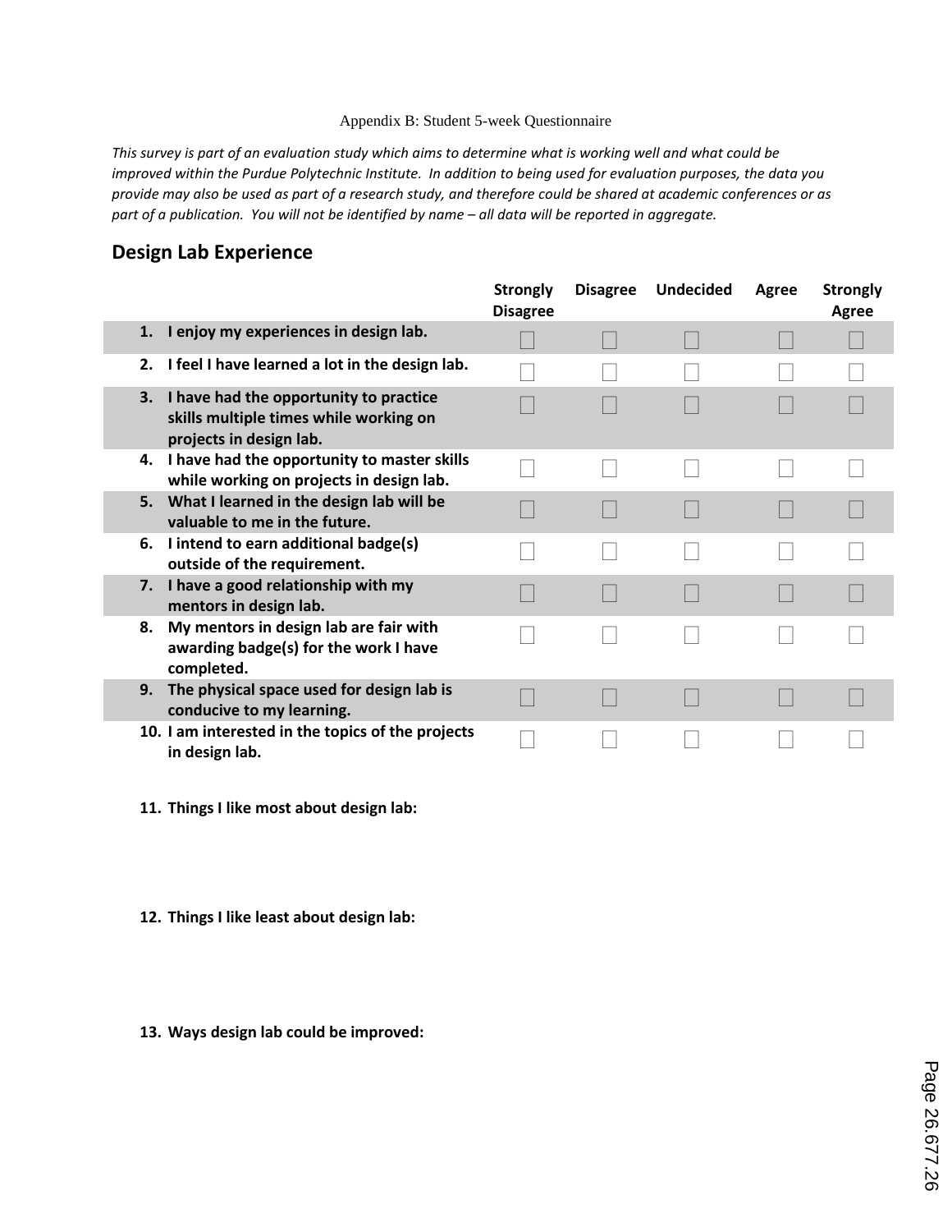Appendix B: Student 5-week Questionnaire

*This survey is part of an evaluation study which aims to determine what is working well and what could be improved within the Purdue Polytechnic Institute. In addition to being used for evaluation purposes, the data you provide may also be used as part of a research study, and therefore could be shared at academic conferences or as part of a publication. You will not be identified by name – all data will be reported in aggregate.*

## Design Lab Experience

| | Strongly Disagree | Disagree | Undecided | Agree | Strongly Agree |
|---|---|---|---|---|---|
| **1. I enjoy my experiences in design lab.** | ☐ | ☐ | ☐ | ☐ | ☐ |
| **2. I feel I have learned a lot in the design lab.** | ☐ | ☐ | ☐ | ☐ | ☐ |
| **3. I have had the opportunity to practice skills multiple times while working on projects in design lab.** | ☐ | ☐ | ☐ | ☐ | ☐ |
| **4. I have had the opportunity to master skills while working on projects in design lab.** | ☐ | ☐ | ☐ | ☐ | ☐ |
| **5. What I learned in the design lab will be valuable to me in the future.** | ☐ | ☐ | ☐ | ☐ | ☐ |
| **6. I intend to earn additional badge(s) outside of the requirement.** | ☐ | ☐ | ☐ | ☐ | ☐ |
| **7. I have a good relationship with my mentors in design lab.** | ☐ | ☐ | ☐ | ☐ | ☐ |
| **8. My mentors in design lab are fair with awarding badge(s) for the work I have completed.** | ☐ | ☐ | ☐ | ☐ | ☐ |
| **9. The physical space used for design lab is conducive to my learning.** | ☐ | ☐ | ☐ | ☐ | ☐ |
| **10. I am interested in the topics of the projects in design lab.** | ☐ | ☐ | ☐ | ☐ | ☐ |

**11. Things I like most about design lab:**

**12. Things I like least about design lab:**

**13. Ways design lab could be improved:**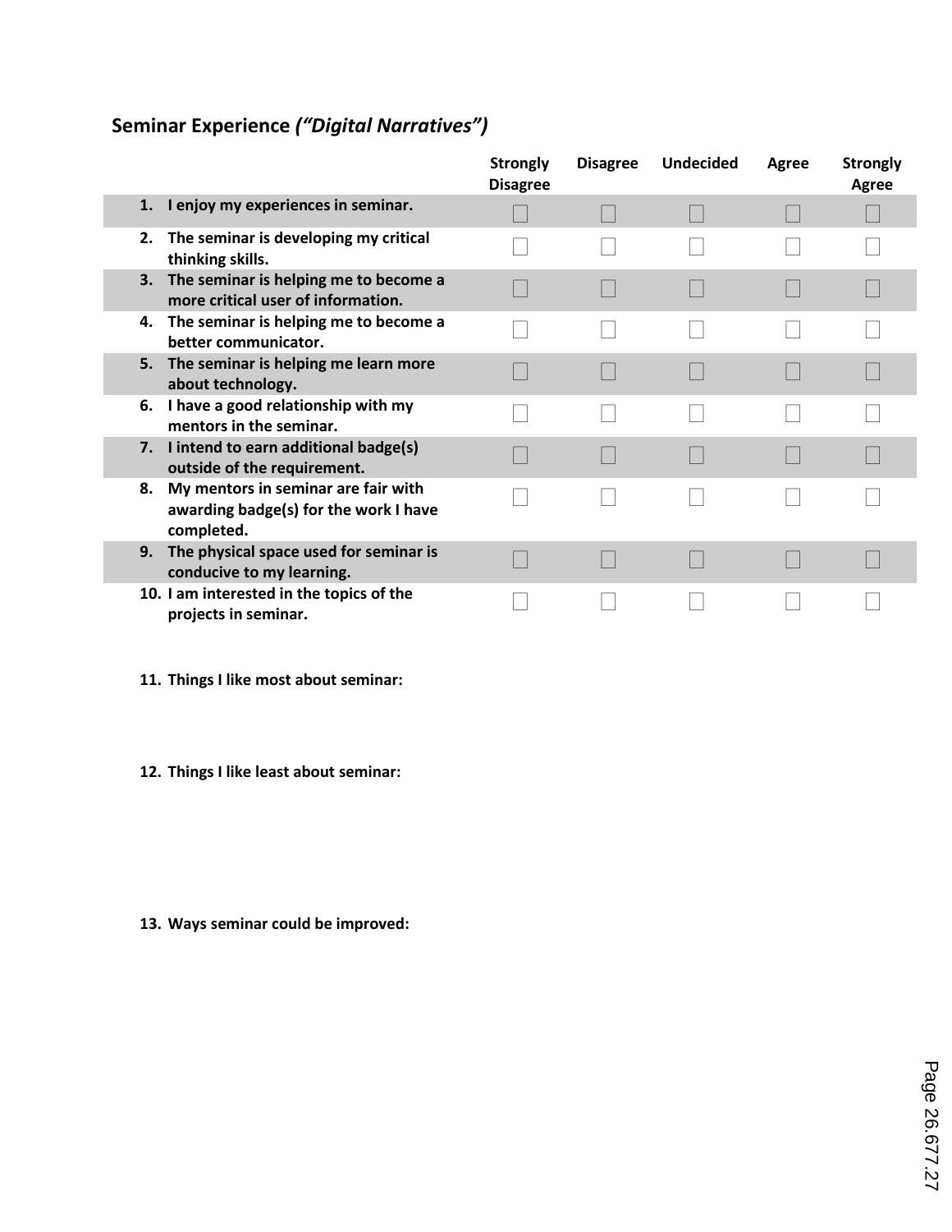**Seminar Experience** ***("Digital Narratives")***

| | Strongly Disagree | Disagree | Undecided | Agree | Strongly Agree |
|---|---|---|---|---|---|
| 1. I enjoy my experiences in seminar. | ☐ | ☐ | ☐ | ☐ | ☐ |
| 2. The seminar is developing my critical thinking skills. | ☐ | ☐ | ☐ | ☐ | ☐ |
| 3. The seminar is helping me to become a more critical user of information. | ☐ | ☐ | ☐ | ☐ | ☐ |
| 4. The seminar is helping me to become a better communicator. | ☐ | ☐ | ☐ | ☐ | ☐ |
| 5. The seminar is helping me learn more about technology. | ☐ | ☐ | ☐ | ☐ | ☐ |
| 6. I have a good relationship with my mentors in the seminar. | ☐ | ☐ | ☐ | ☐ | ☐ |
| 7. I intend to earn additional badge(s) outside of the requirement. | ☐ | ☐ | ☐ | ☐ | ☐ |
| 8. My mentors in seminar are fair with awarding badge(s) for the work I have completed. | ☐ | ☐ | ☐ | ☐ | ☐ |
| 9. The physical space used for seminar is conducive to my learning. | ☐ | ☐ | ☐ | ☐ | ☐ |
| 10. I am interested in the topics of the projects in seminar. | ☐ | ☐ | ☐ | ☐ | ☐ |

**11. Things I like most about seminar:**

**12. Things I like least about seminar:**

**13. Ways seminar could be improved:**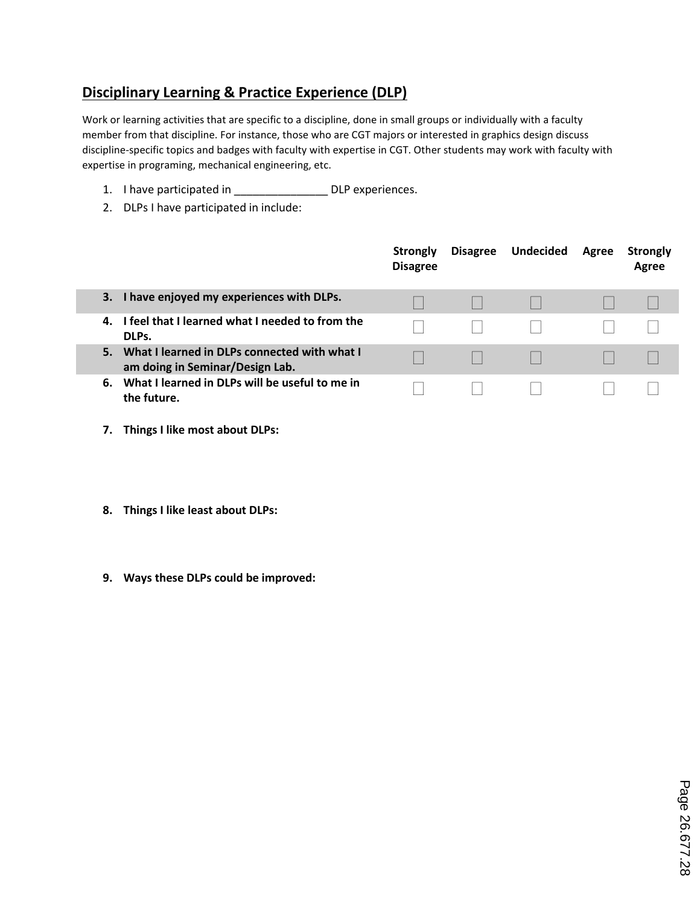## Disciplinary Learning & Practice Experience (DLP)

Work or learning activities that are specific to a discipline, done in small groups or individually with a faculty member from that discipline. For instance, those who are CGT majors or interested in graphics design discuss discipline-specific topics and badges with faculty with expertise in CGT. Other students may work with faculty with expertise in programing, mechanical engineering, etc.

1. I have participated in _______________ DLP experiences.
2. DLPs I have participated in include:

| | Strongly Disagree | Disagree | Undecided | Agree | Strongly Agree |
|---|---|---|---|---|---|
| **3. I have enjoyed my experiences with DLPs.** | ☐ | ☐ | ☐ | ☐ | ☐ |
| **4. I feel that I learned what I needed to from the DLPs.** | ☐ | ☐ | ☐ | ☐ | ☐ |
| **5. What I learned in DLPs connected with what I am doing in Seminar/Design Lab.** | ☐ | ☐ | ☐ | ☐ | ☐ |
| **6. What I learned in DLPs will be useful to me in the future.** | ☐ | ☐ | ☐ | ☐ | ☐ |

7. **Things I like most about DLPs:**

8. **Things I like least about DLPs:**

9. **Ways these DLPs could be improved:**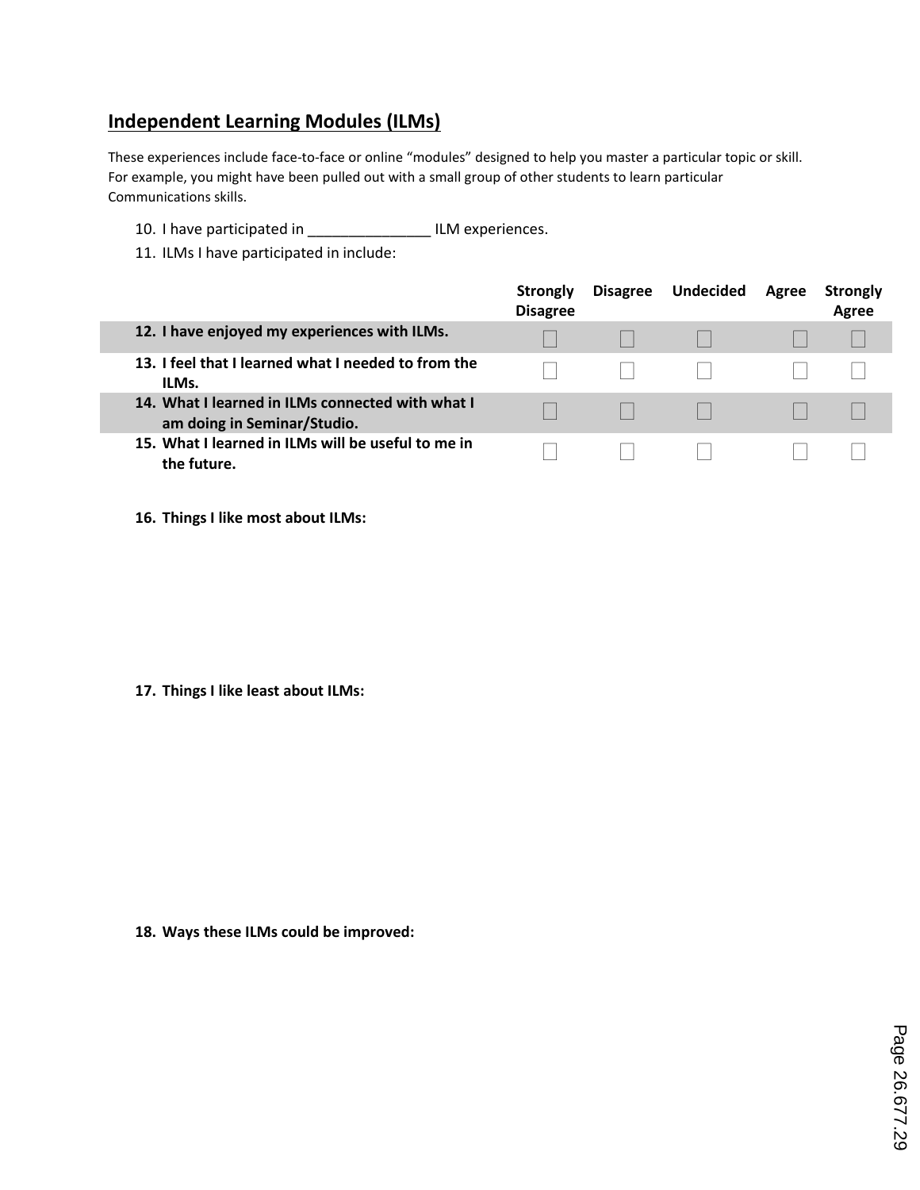## Independent Learning Modules (ILMs)

These experiences include face-to-face or online “modules” designed to help you master a particular topic or skill. For example, you might have been pulled out with a small group of other students to learn particular Communications skills.

10. I have participated in _______________ ILM experiences.
11. ILMs I have participated in include:

| | Strongly Disagree | Disagree | Undecided | Agree | Strongly Agree |
|---|---|---|---|---|---|
| **12. I have enjoyed my experiences with ILMs.** | ☐ | ☐ | ☐ | ☐ | ☐ |
| **13. I feel that I learned what I needed to from the ILMs.** | ☐ | ☐ | ☐ | ☐ | ☐ |
| **14. What I learned in ILMs connected with what I am doing in Seminar/Studio.** | ☐ | ☐ | ☐ | ☐ | ☐ |
| **15. What I learned in ILMs will be useful to me in the future.** | ☐ | ☐ | ☐ | ☐ | ☐ |

**16. Things I like most about ILMs:**

**17. Things I like least about ILMs:**

**18. Ways these ILMs could be improved:**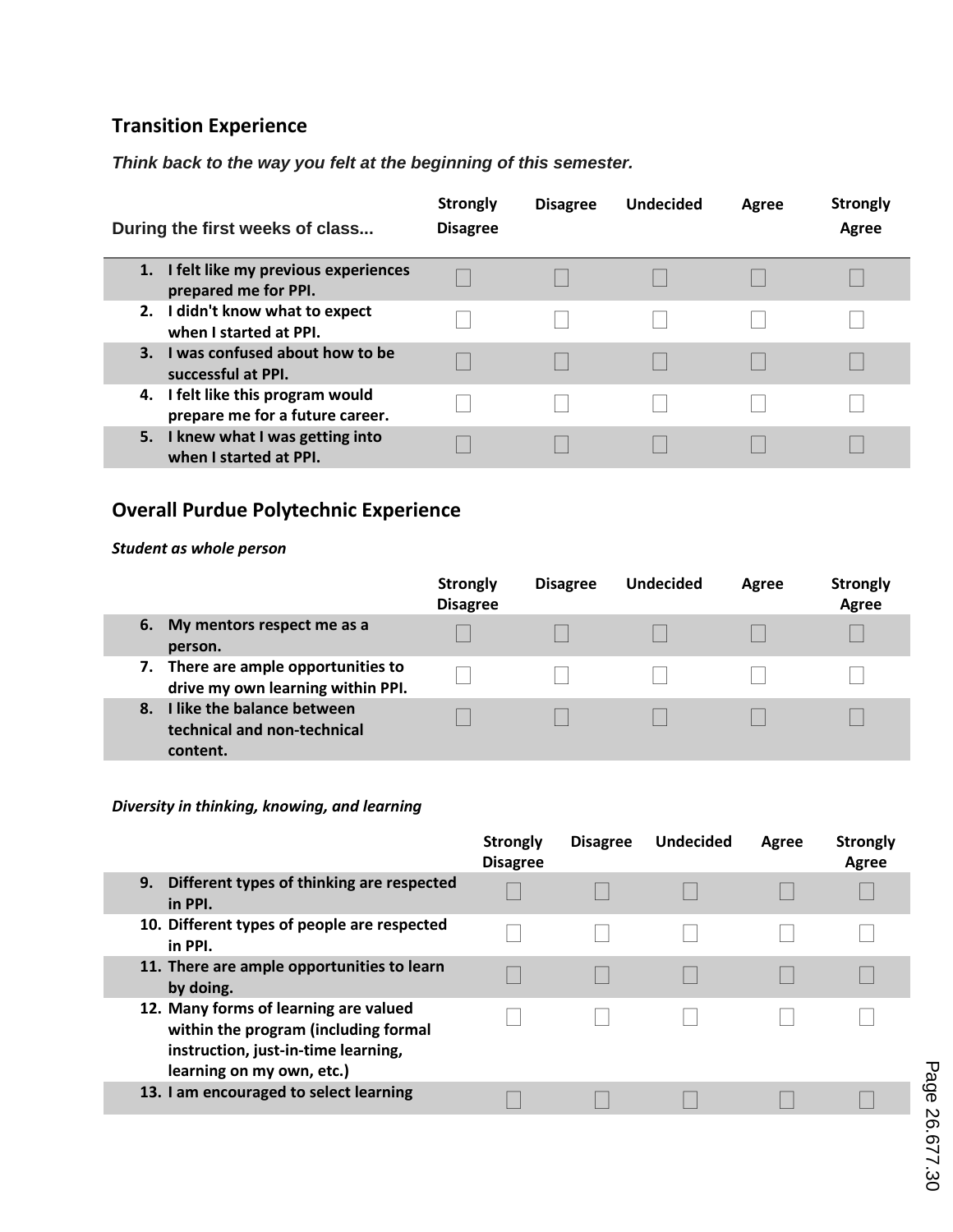## Transition Experience

***Think back to the way you felt at the beginning of this semester.***

| During the first weeks of class... | Strongly Disagree | Disagree | Undecided | Agree | Strongly Agree |
|---|---|---|---|---|---|
| 1. I felt like my previous experiences prepared me for PPI. | ☐ | ☐ | ☐ | ☐ | ☐ |
| 2. I didn't know what to expect when I started at PPI. | ☐ | ☐ | ☐ | ☐ | ☐ |
| 3. I was confused about how to be successful at PPI. | ☐ | ☐ | ☐ | ☐ | ☐ |
| 4. I felt like this program would prepare me for a future career. | ☐ | ☐ | ☐ | ☐ | ☐ |
| 5. I knew what I was getting into when I started at PPI. | ☐ | ☐ | ☐ | ☐ | ☐ |

## Overall Purdue Polytechnic Experience

***Student as whole person***

| | Strongly Disagree | Disagree | Undecided | Agree | Strongly Agree |
|---|---|---|---|---|---|
| 6. My mentors respect me as a person. | ☐ | ☐ | ☐ | ☐ | ☐ |
| 7. There are ample opportunities to drive my own learning within PPI. | ☐ | ☐ | ☐ | ☐ | ☐ |
| 8. I like the balance between technical and non-technical content. | ☐ | ☐ | ☐ | ☐ | ☐ |

***Diversity in thinking, knowing, and learning***

| | Strongly Disagree | Disagree | Undecided | Agree | Strongly Agree |
|---|---|---|---|---|---|
| 9. Different types of thinking are respected in PPI. | ☐ | ☐ | ☐ | ☐ | ☐ |
| 10. Different types of people are respected in PPI. | ☐ | ☐ | ☐ | ☐ | ☐ |
| 11. There are ample opportunities to learn by doing. | ☐ | ☐ | ☐ | ☐ | ☐ |
| 12. Many forms of learning are valued within the program (including formal instruction, just-in-time learning, learning on my own, etc.) | ☐ | ☐ | ☐ | ☐ | ☐ |
| 13. I am encouraged to select learning | ☐ | ☐ | ☐ | ☐ | ☐ |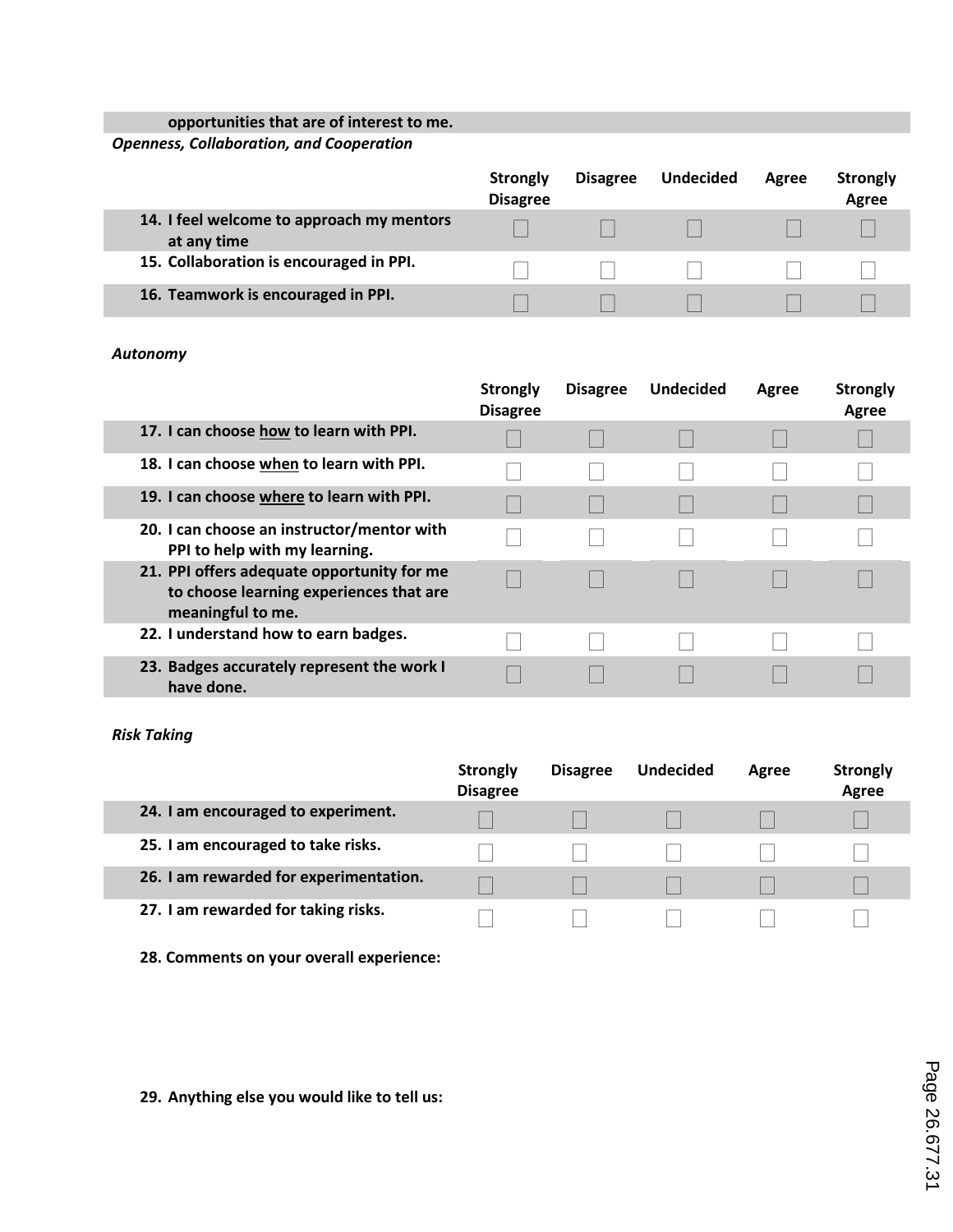**opportunities that are of interest to me.**

*Openness, Collaboration, and Cooperation*

| | Strongly Disagree | Disagree | Undecided | Agree | Strongly Agree |
|---|---|---|---|---|---|
| **14. I feel welcome to approach my mentors at any time** | ☐ | ☐ | ☐ | ☐ | ☐ |
| **15. Collaboration is encouraged in PPI.** | ☐ | ☐ | ☐ | ☐ | ☐ |
| **16. Teamwork is encouraged in PPI.** | ☐ | ☐ | ☐ | ☐ | ☐ |

*Autonomy*

| | Strongly Disagree | Disagree | Undecided | Agree | Strongly Agree |
|---|---|---|---|---|---|
| **17. I can choose <u>how</u> to learn with PPI.** | ☐ | ☐ | ☐ | ☐ | ☐ |
| **18. I can choose <u>when</u> to learn with PPI.** | ☐ | ☐ | ☐ | ☐ | ☐ |
| **19. I can choose <u>where</u> to learn with PPI.** | ☐ | ☐ | ☐ | ☐ | ☐ |
| **20. I can choose an instructor/mentor with PPI to help with my learning.** | ☐ | ☐ | ☐ | ☐ | ☐ |
| **21. PPI offers adequate opportunity for me to choose learning experiences that are meaningful to me.** | ☐ | ☐ | ☐ | ☐ | ☐ |
| **22. I understand how to earn badges.** | ☐ | ☐ | ☐ | ☐ | ☐ |
| **23. Badges accurately represent the work I have done.** | ☐ | ☐ | ☐ | ☐ | ☐ |

*Risk Taking*

| | Strongly Disagree | Disagree | Undecided | Agree | Strongly Agree |
|---|---|---|---|---|---|
| **24. I am encouraged to experiment.** | ☐ | ☐ | ☐ | ☐ | ☐ |
| **25. I am encouraged to take risks.** | ☐ | ☐ | ☐ | ☐ | ☐ |
| **26. I am rewarded for experimentation.** | ☐ | ☐ | ☐ | ☐ | ☐ |
| **27. I am rewarded for taking risks.** | ☐ | ☐ | ☐ | ☐ | ☐ |

**28. Comments on your overall experience:**

**29. Anything else you would like to tell us:**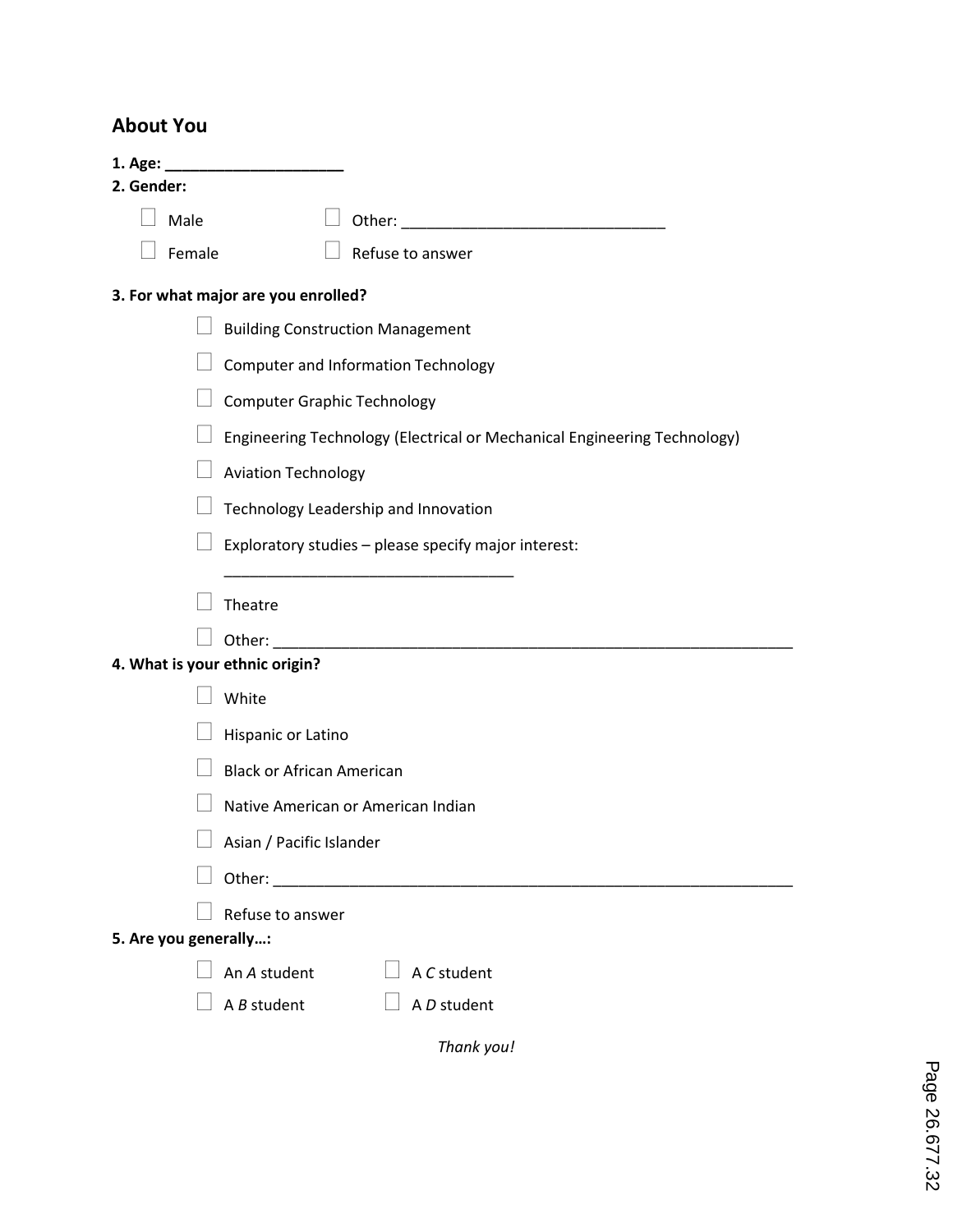## About You

**1. Age: \_\_\_\_\_\_\_\_\_\_\_\_\_\_\_\_\_\_\_\_**

**2. Gender:**

- ☐ Male
- ☐ Female
- ☐ Other: \_\_\_\_\_\_\_\_\_\_\_\_\_\_\_\_\_\_\_\_\_\_\_\_\_\_\_\_\_\_
- ☐ Refuse to answer

**3. For what major are you enrolled?**

- ☐ Building Construction Management
- ☐ Computer and Information Technology
- ☐ Computer Graphic Technology
- ☐ Engineering Technology (Electrical or Mechanical Engineering Technology)
- ☐ Aviation Technology
- ☐ Technology Leadership and Innovation
- ☐ Exploratory studies – please specify major interest: \_\_\_\_\_\_\_\_\_\_\_\_\_\_\_\_\_\_\_\_\_\_\_\_\_\_\_\_\_\_\_\_\_\_
- ☐ Theatre
- ☐ Other: \_\_\_\_\_\_\_\_\_\_\_\_\_\_\_\_\_\_\_\_\_\_\_\_\_\_\_\_\_\_\_\_\_\_\_\_\_\_\_\_\_\_\_\_\_\_\_\_\_\_\_\_\_\_\_\_\_\_\_\_\_

**4. What is your ethnic origin?**

- ☐ White
- ☐ Hispanic or Latino
- ☐ Black or African American
- ☐ Native American or American Indian
- ☐ Asian / Pacific Islander
- ☐ Other: \_\_\_\_\_\_\_\_\_\_\_\_\_\_\_\_\_\_\_\_\_\_\_\_\_\_\_\_\_\_\_\_\_\_\_\_\_\_\_\_\_\_\_\_\_\_\_\_\_\_\_\_\_\_\_\_\_\_\_\_\_
- ☐ Refuse to answer

**5. Are you generally…:**

- ☐ An *A* student
- ☐ A *B* student
- ☐ A *C* student
- ☐ A *D* student

*Thank you!*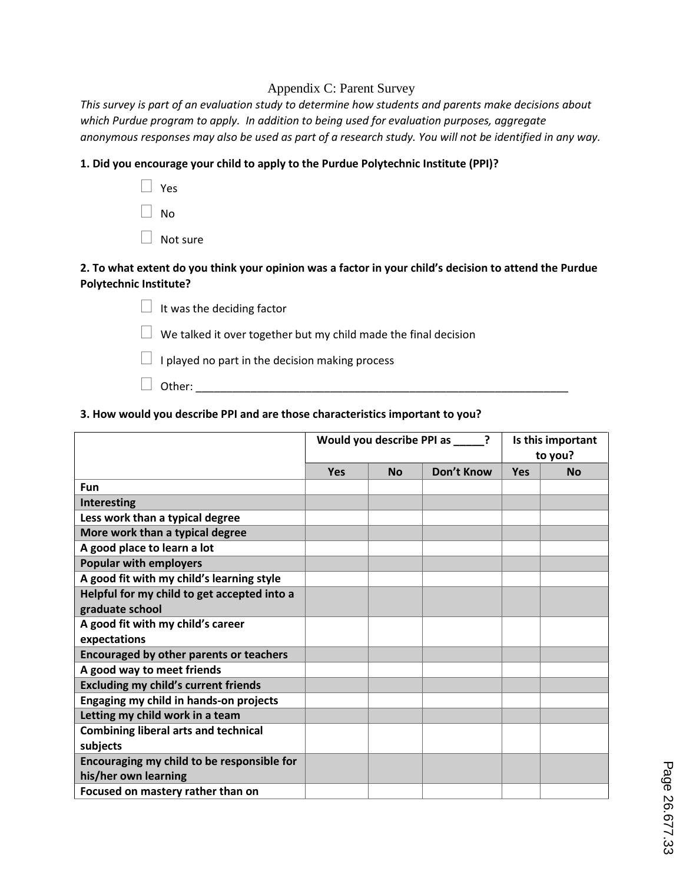# Appendix C: Parent Survey

*This survey is part of an evaluation study to determine how students and parents make decisions about which Purdue program to apply. In addition to being used for evaluation purposes, aggregate anonymous responses may also be used as part of a research study. You will not be identified in any way.*

**1. Did you encourage your child to apply to the Purdue Polytechnic Institute (PPI)?**

- ☐ Yes
- ☐ No
- ☐ Not sure

**2. To what extent do you think your opinion was a factor in your child's decision to attend the Purdue Polytechnic Institute?**

- ☐ It was the deciding factor
- ☐ We talked it over together but my child made the final decision
- ☐ I played no part in the decision making process
- ☐ Other: ___________________________________________________________

**3. How would you describe PPI and are those characteristics important to you?**

| | Would you describe PPI as _____? | | | Is this important to you? | |
|---|---|---|---|---|---|
| | **Yes** | **No** | **Don't Know** | **Yes** | **No** |
| **Fun** | | | | | |
| **Interesting** | | | | | |
| **Less work than a typical degree** | | | | | |
| **More work than a typical degree** | | | | | |
| **A good place to learn a lot** | | | | | |
| **Popular with employers** | | | | | |
| **A good fit with my child's learning style** | | | | | |
| **Helpful for my child to get accepted into a graduate school** | | | | | |
| **A good fit with my child's career expectations** | | | | | |
| **Encouraged by other parents or teachers** | | | | | |
| **A good way to meet friends** | | | | | |
| **Excluding my child's current friends** | | | | | |
| **Engaging my child in hands-on projects** | | | | | |
| **Letting my child work in a team** | | | | | |
| **Combining liberal arts and technical subjects** | | | | | |
| **Encouraging my child to be responsible for his/her own learning** | | | | | |
| **Focused on mastery rather than on** | | | | | |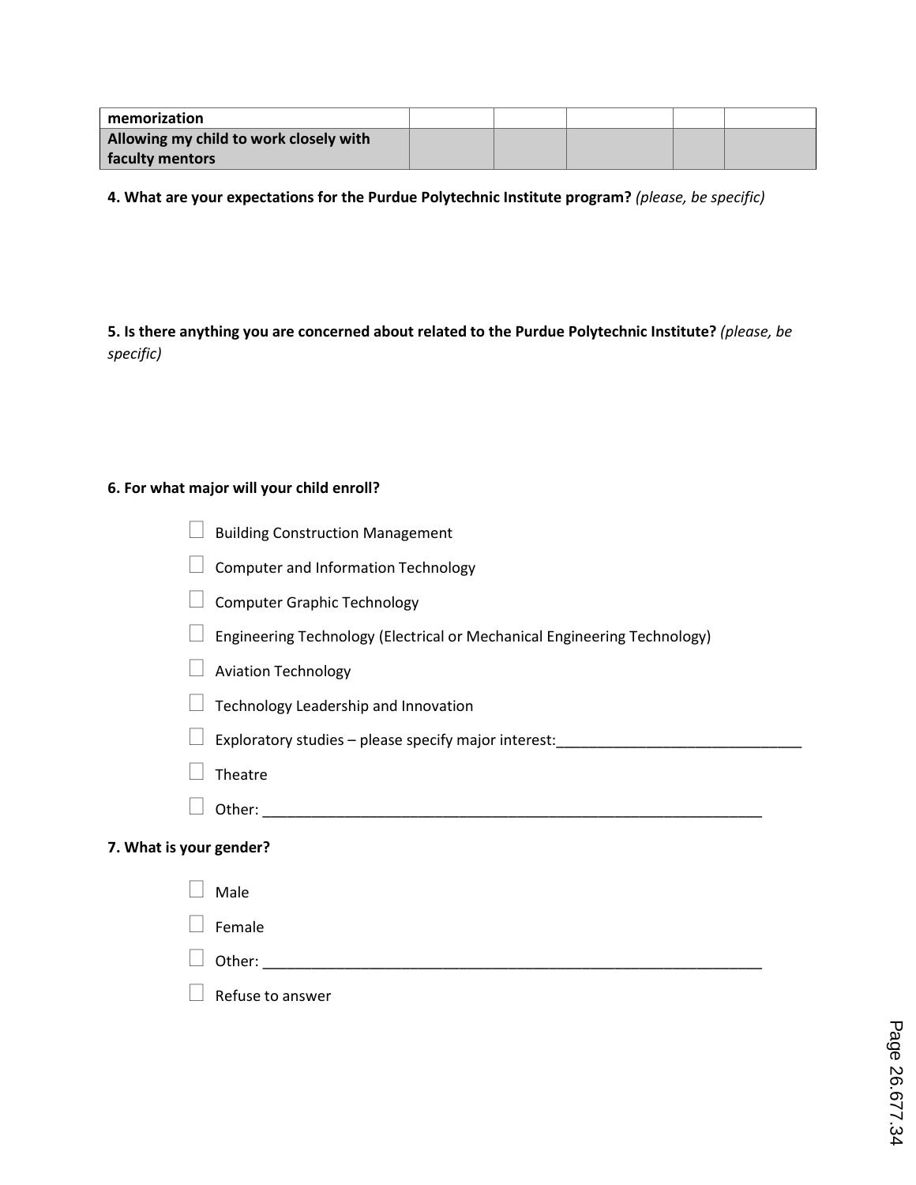| | | | | | |
|---|---|---|---|---|---|
| **memorization** | | | | | |
| **Allowing my child to work closely with faculty mentors** | | | | | |

**4. What are your expectations for the Purdue Polytechnic Institute program?** *(please, be specific)*

**5. Is there anything you are concerned about related to the Purdue Polytechnic Institute?** *(please, be specific)*

**6. For what major will your child enroll?**

- ☐ Building Construction Management
- ☐ Computer and Information Technology
- ☐ Computer Graphic Technology
- ☐ Engineering Technology (Electrical or Mechanical Engineering Technology)
- ☐ Aviation Technology
- ☐ Technology Leadership and Innovation
- ☐ Exploratory studies – please specify major interest:______________________________
- ☐ Theatre
- ☐ Other: _______________________________________________________________

**7. What is your gender?**

- ☐ Male
- ☐ Female
- ☐ Other: _______________________________________________________________
- ☐ Refuse to answer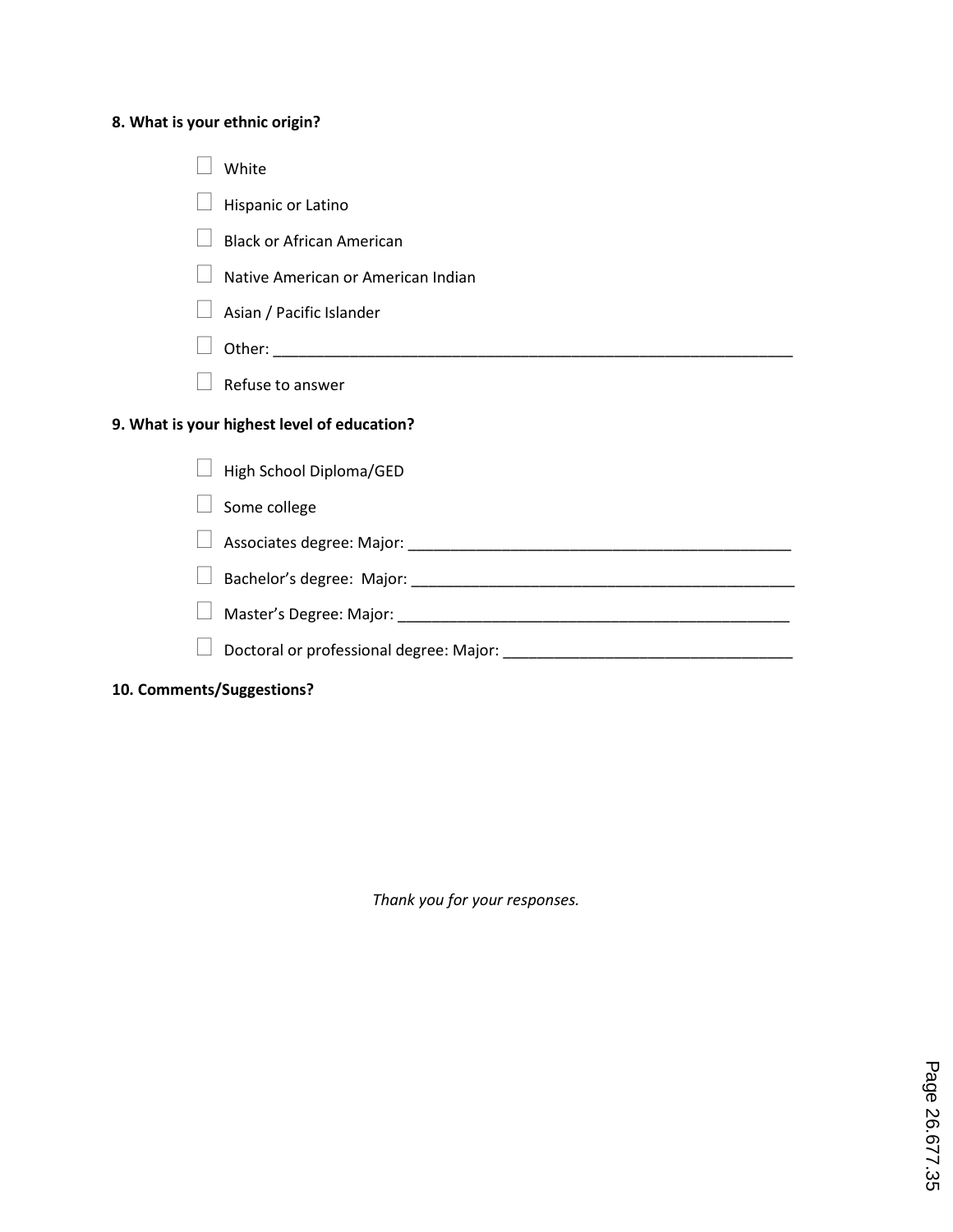**8. What is your ethnic origin?**

- ☐ White
- ☐ Hispanic or Latino
- ☐ Black or African American
- ☐ Native American or American Indian
- ☐ Asian / Pacific Islander
- ☐ Other: ______________________________________________________________
- ☐ Refuse to answer

**9. What is your highest level of education?**

- ☐ High School Diploma/GED
- ☐ Some college
- ☐ Associates degree: Major: ______________________________________________
- ☐ Bachelor's degree: Major: ______________________________________________
- ☐ Master's Degree: Major: ______________________________________________
- ☐ Doctoral or professional degree: Major: __________________________________

**10. Comments/Suggestions?**

*Thank you for your responses.*